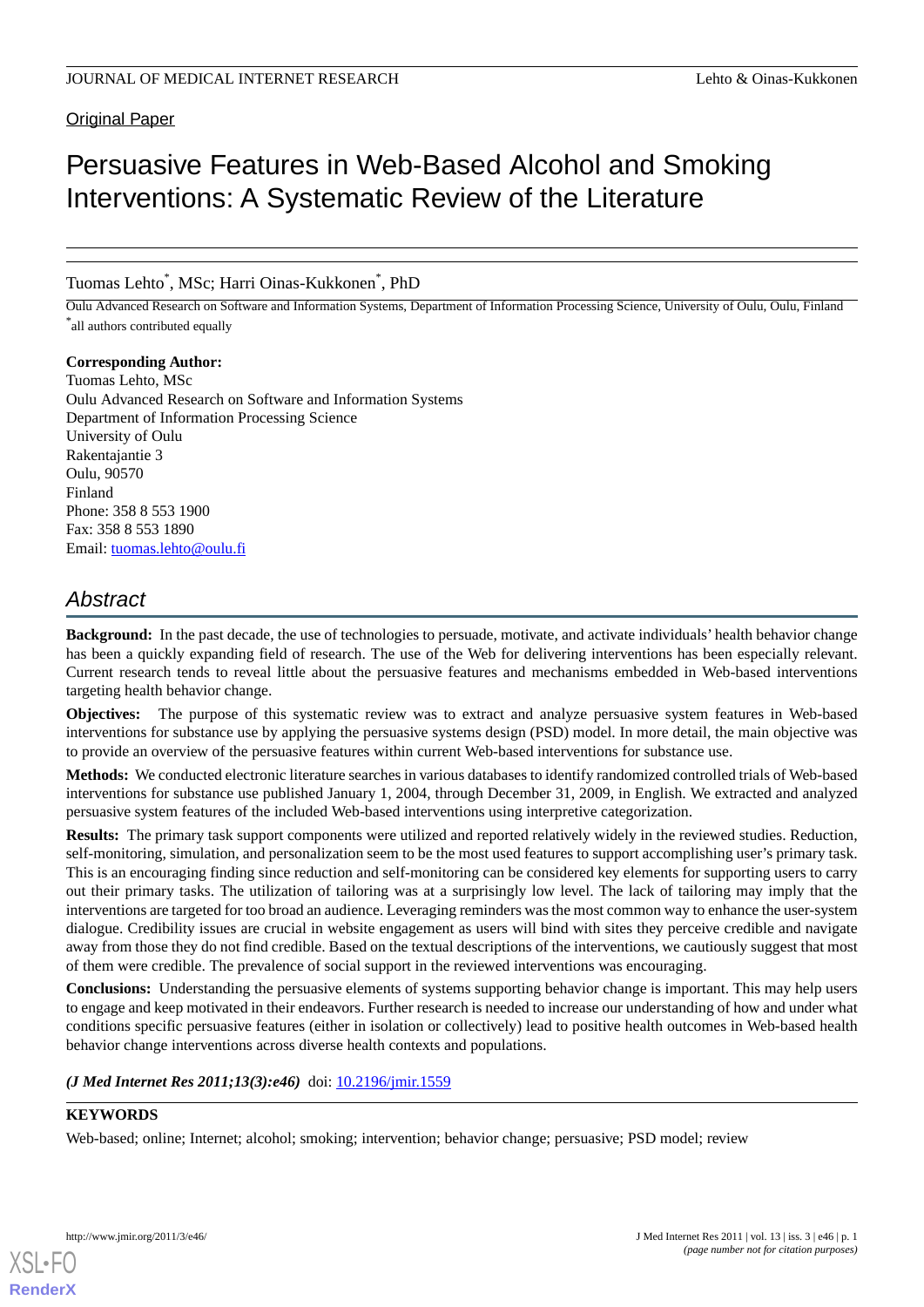Original Paper

# Persuasive Features in Web-Based Alcohol and Smoking Interventions: A Systematic Review of the Literature

Tuomas Lehto[*], MSc; Harri Oinas-Kukkonen[*], PhD

Oulu Advanced Research on Software and Information Systems, Department of Information Processing Science, University of Oulu, Oulu, Finland

[*]all authors contributed equally

**Corresponding Author:**
Tuomas Lehto, MSc
Oulu Advanced Research on Software and Information Systems
Department of Information Processing Science
University of Oulu
Rakentajantie 3
Oulu, 90570
Finland
Phone: 358 8 553 1900
Fax: 358 8 553 1890
Email: tuomas.lehto@oulu.fi

## Abstract

**Background:** In the past decade, the use of technologies to persuade, motivate, and activate individuals' health behavior change has been a quickly expanding field of research. The use of the Web for delivering interventions has been especially relevant. Current research tends to reveal little about the persuasive features and mechanisms embedded in Web-based interventions targeting health behavior change.

**Objectives:** The purpose of this systematic review was to extract and analyze persuasive system features in Web-based interventions for substance use by applying the persuasive systems design (PSD) model. In more detail, the main objective was to provide an overview of the persuasive features within current Web-based interventions for substance use.

**Methods:** We conducted electronic literature searches in various databases to identify randomized controlled trials of Web-based interventions for substance use published January 1, 2004, through December 31, 2009, in English. We extracted and analyzed persuasive system features of the included Web-based interventions using interpretive categorization.

**Results:** The primary task support components were utilized and reported relatively widely in the reviewed studies. Reduction, self-monitoring, simulation, and personalization seem to be the most used features to support accomplishing user's primary task. This is an encouraging finding since reduction and self-monitoring can be considered key elements for supporting users to carry out their primary tasks. The utilization of tailoring was at a surprisingly low level. The lack of tailoring may imply that the interventions are targeted for too broad an audience. Leveraging reminders was the most common way to enhance the user-system dialogue. Credibility issues are crucial in website engagement as users will bind with sites they perceive credible and navigate away from those they do not find credible. Based on the textual descriptions of the interventions, we cautiously suggest that most of them were credible. The prevalence of social support in the reviewed interventions was encouraging.

**Conclusions:** Understanding the persuasive elements of systems supporting behavior change is important. This may help users to engage and keep motivated in their endeavors. Further research is needed to increase our understanding of how and under what conditions specific persuasive features (either in isolation or collectively) lead to positive health outcomes in Web-based health behavior change interventions across diverse health contexts and populations.

***(J Med Internet Res 2011;13(3):e46)*** doi: 10.2196/jmir.1559

**KEYWORDS**

Web-based; online; Internet; alcohol; smoking; intervention; behavior change; persuasive; PSD model; review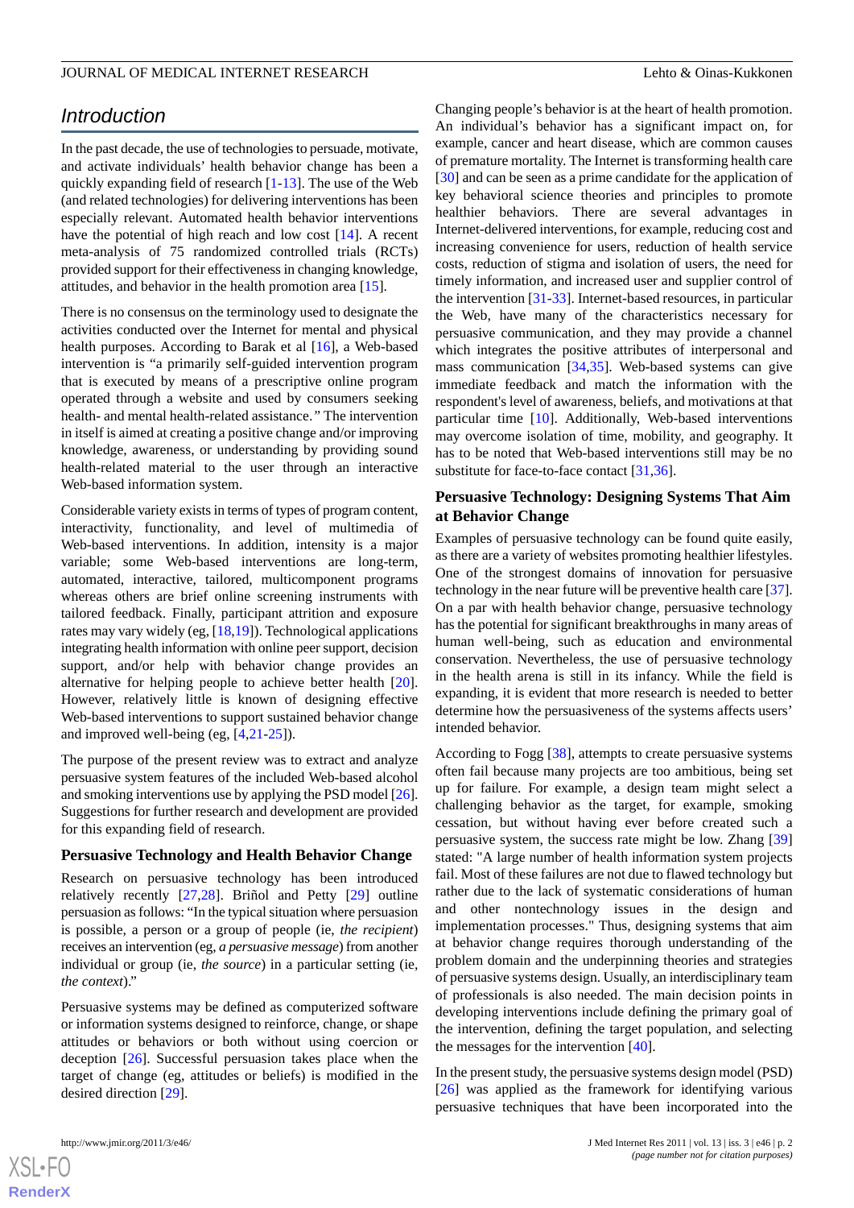## Introduction

In the past decade, the use of technologies to persuade, motivate, and activate individuals' health behavior change has been a quickly expanding field of research [1-13]. The use of the Web (and related technologies) for delivering interventions has been especially relevant. Automated health behavior interventions have the potential of high reach and low cost [14]. A recent meta-analysis of 75 randomized controlled trials (RCTs) provided support for their effectiveness in changing knowledge, attitudes, and behavior in the health promotion area [15].

There is no consensus on the terminology used to designate the activities conducted over the Internet for mental and physical health purposes. According to Barak et al [16], a Web-based intervention is "a primarily self-guided intervention program that is executed by means of a prescriptive online program operated through a website and used by consumers seeking health- and mental health-related assistance." The intervention in itself is aimed at creating a positive change and/or improving knowledge, awareness, or understanding by providing sound health-related material to the user through an interactive Web-based information system.

Considerable variety exists in terms of types of program content, interactivity, functionality, and level of multimedia of Web-based interventions. In addition, intensity is a major variable; some Web-based interventions are long-term, automated, interactive, tailored, multicomponent programs whereas others are brief online screening instruments with tailored feedback. Finally, participant attrition and exposure rates may vary widely (eg, [18,19]). Technological applications integrating health information with online peer support, decision support, and/or help with behavior change provides an alternative for helping people to achieve better health [20]. However, relatively little is known of designing effective Web-based interventions to support sustained behavior change and improved well-being (eg, [4,21-25]).

The purpose of the present review was to extract and analyze persuasive system features of the included Web-based alcohol and smoking interventions by applying the PSD model [26]. Suggestions for further research and development are provided for this expanding field of research.

### Persuasive Technology and Health Behavior Change

Research on persuasive technology has been introduced relatively recently [27,28]. Briñol and Petty [29] outline persuasion as follows: "In the typical situation where persuasion is possible, a person or a group of people (ie, *the recipient*) receives an intervention (eg, *a persuasive message*) from another individual or group (ie, *the source*) in a particular setting (ie, *the context*)."

Persuasive systems may be defined as computerized software or information systems designed to reinforce, change, or shape attitudes or behaviors or both without using coercion or deception [26]. Successful persuasion takes place when the target of change (eg, attitudes or beliefs) is modified in the desired direction [29].

Changing people's behavior is at the heart of health promotion. An individual's behavior has a significant impact on, for example, cancer and heart disease, which are common causes of premature mortality. The Internet is transforming health care [30] and can be seen as a prime candidate for the application of key behavioral science theories and principles to promote healthier behaviors. There are several advantages in Internet-delivered interventions, for example, reducing cost and increasing convenience for users, reduction of health service costs, reduction of stigma and isolation of users, the need for timely information, and increased user and supplier control of the intervention [31-33]. Internet-based resources, in particular the Web, have many of the characteristics necessary for persuasive communication, and they may provide a channel which integrates the positive attributes of interpersonal and mass communication [34,35]. Web-based systems can give immediate feedback and match the information with the respondent's level of awareness, beliefs, and motivations at that particular time [10]. Additionally, Web-based interventions may overcome isolation of time, mobility, and geography. It has to be noted that Web-based interventions still may be no substitute for face-to-face contact [31,36].

### Persuasive Technology: Designing Systems That Aim at Behavior Change

Examples of persuasive technology can be found quite easily, as there are a variety of websites promoting healthier lifestyles. One of the strongest domains of innovation for persuasive technology in the near future will be preventive health care [37]. On a par with health behavior change, persuasive technology has the potential for significant breakthroughs in many areas of human well-being, such as education and environmental conservation. Nevertheless, the use of persuasive technology in the health arena is still in its infancy. While the field is expanding, it is evident that more research is needed to better determine how the persuasiveness of the systems affects users' intended behavior.

According to Fogg [38], attempts to create persuasive systems often fail because many projects are too ambitious, being set up for failure. For example, a design team might select a challenging behavior as the target, for example, smoking cessation, but without having ever before created such a persuasive system, the success rate might be low. Zhang [39] stated: "A large number of health information system projects fail. Most of these failures are not due to flawed technology but rather due to the lack of systematic considerations of human and other nontechnology issues in the design and implementation processes." Thus, designing systems that aim at behavior change requires thorough understanding of the problem domain and the underpinning theories and strategies of persuasive systems design. Usually, an interdisciplinary team of professionals is also needed. The main decision points in developing interventions include defining the primary goal of the intervention, defining the target population, and selecting the messages for the intervention [40].

In the present study, the persuasive systems design model (PSD) [26] was applied as the framework for identifying various persuasive techniques that have been incorporated into the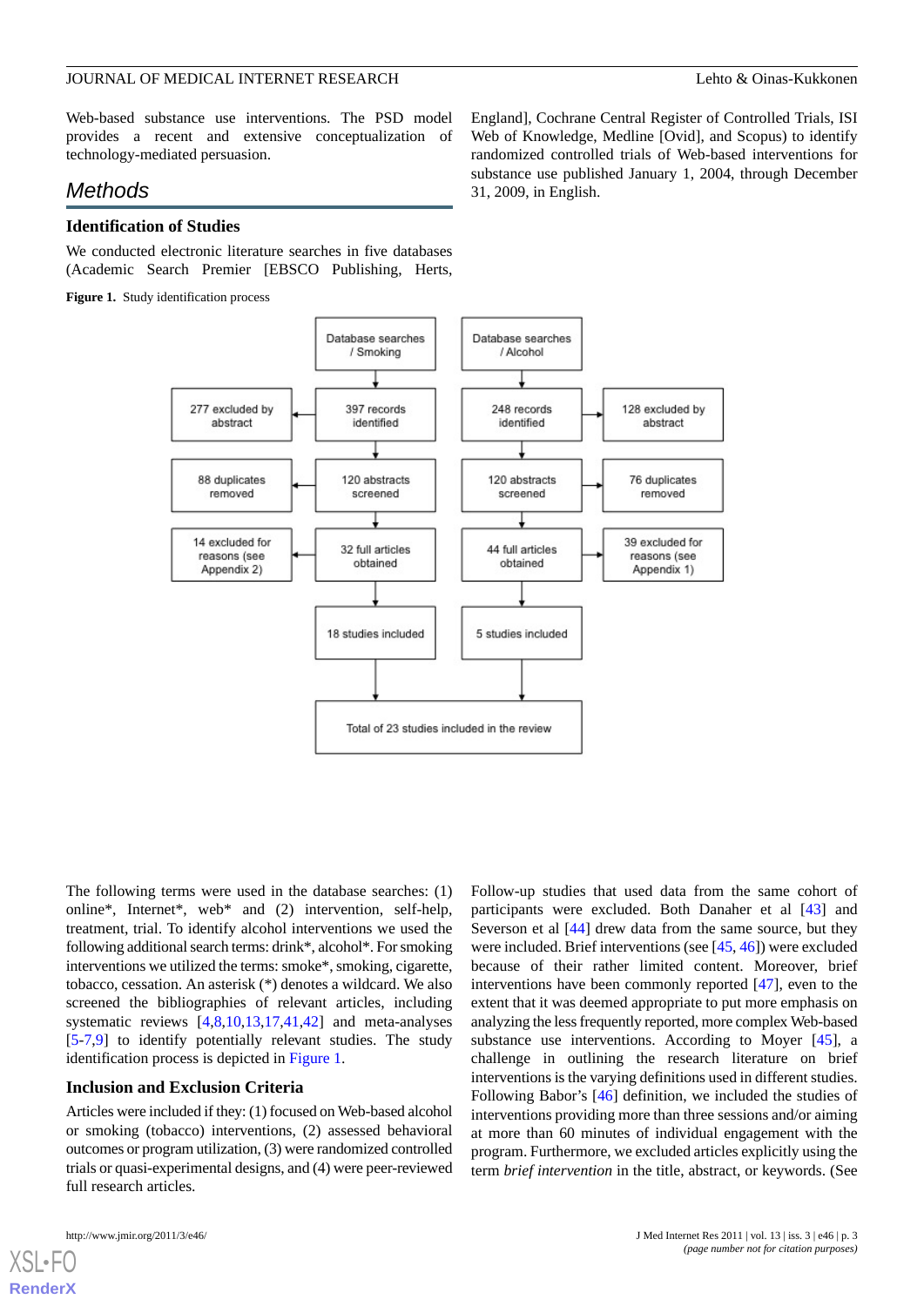Web-based substance use interventions. The PSD model provides a recent and extensive conceptualization of technology-mediated persuasion.

## Methods

### Identification of Studies

We conducted electronic literature searches in five databases (Academic Search Premier [EBSCO Publishing, Herts, England], Cochrane Central Register of Controlled Trials, ISI Web of Knowledge, Medline [Ovid], and Scopus) to identify randomized controlled trials of Web-based interventions for substance use published January 1, 2004, through December 31, 2009, in English.

**Figure 1.** Study identification process

The following terms were used in the database searches: (1) online*, Internet*, web* and (2) intervention, self-help, treatment, trial. To identify alcohol interventions we used the following additional search terms: drink*, alcohol*. For smoking interventions we utilized the terms: smoke*, smoking, cigarette, tobacco, cessation. An asterisk (*) denotes a wildcard. We also screened the bibliographies of relevant articles, including systematic reviews [4,8,10,13,17,41,42] and meta-analyses [5-7,9] to identify potentially relevant studies. The study identification process is depicted in Figure 1.

### Inclusion and Exclusion Criteria

Articles were included if they: (1) focused on Web-based alcohol or smoking (tobacco) interventions, (2) assessed behavioral outcomes or program utilization, (3) were randomized controlled trials or quasi-experimental designs, and (4) were peer-reviewed full research articles.

Follow-up studies that used data from the same cohort of participants were excluded. Both Danaher et al [43] and Severson et al [44] drew data from the same source, but they were included. Brief interventions (see [45, 46]) were excluded because of their rather limited content. Moreover, brief interventions have been commonly reported [47], even to the extent that it was deemed appropriate to put more emphasis on analyzing the less frequently reported, more complex Web-based substance use interventions. According to Moyer [45], a challenge in outlining the research literature on brief interventions is the varying definitions used in different studies. Following Babor's [46] definition, we included the studies of interventions providing more than three sessions and/or aiming at more than 60 minutes of individual engagement with the program. Furthermore, we excluded articles explicitly using the term *brief intervention* in the title, abstract, or keywords. (See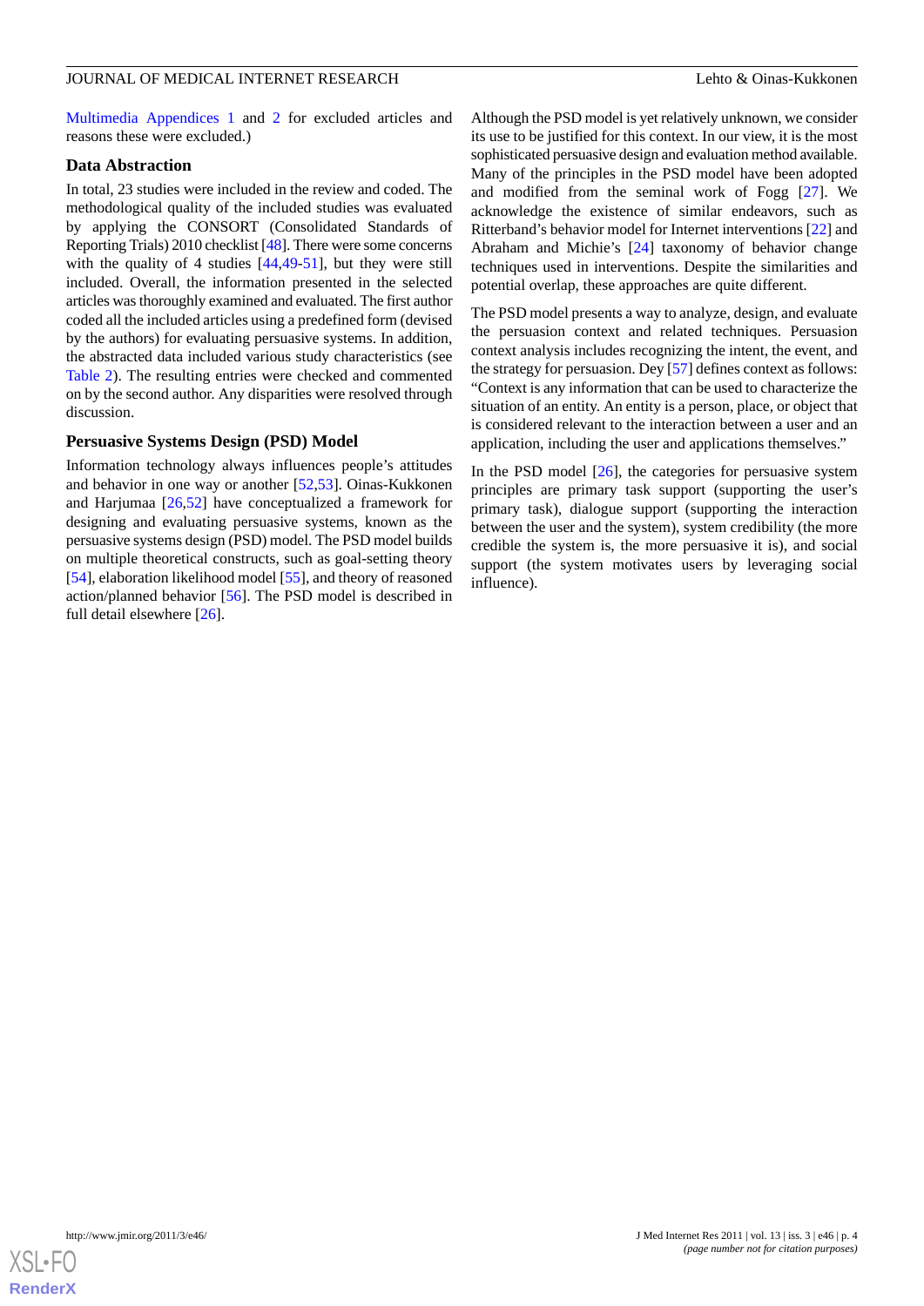Multimedia Appendices 1 and 2 for excluded articles and reasons these were excluded.)

### Data Abstraction

In total, 23 studies were included in the review and coded. The methodological quality of the included studies was evaluated by applying the CONSORT (Consolidated Standards of Reporting Trials) 2010 checklist [48]. There were some concerns with the quality of 4 studies [44,49-51], but they were still included. Overall, the information presented in the selected articles was thoroughly examined and evaluated. The first author coded all the included articles using a predefined form (devised by the authors) for evaluating persuasive systems. In addition, the abstracted data included various study characteristics (see Table 2). The resulting entries were checked and commented on by the second author. Any disparities were resolved through discussion.

### Persuasive Systems Design (PSD) Model

Information technology always influences people's attitudes and behavior in one way or another [52,53]. Oinas-Kukkonen and Harjumaa [26,52] have conceptualized a framework for designing and evaluating persuasive systems, known as the persuasive systems design (PSD) model. The PSD model builds on multiple theoretical constructs, such as goal-setting theory [54], elaboration likelihood model [55], and theory of reasoned action/planned behavior [56]. The PSD model is described in full detail elsewhere [26].

Although the PSD model is yet relatively unknown, we consider its use to be justified for this context. In our view, it is the most sophisticated persuasive design and evaluation method available. Many of the principles in the PSD model have been adopted and modified from the seminal work of Fogg [27]. We acknowledge the existence of similar endeavors, such as Ritterband's behavior model for Internet interventions [22] and Abraham and Michie's [24] taxonomy of behavior change techniques used in interventions. Despite the similarities and potential overlap, these approaches are quite different.

The PSD model presents a way to analyze, design, and evaluate the persuasion context and related techniques. Persuasion context analysis includes recognizing the intent, the event, and the strategy for persuasion. Dey [57] defines context as follows: "Context is any information that can be used to characterize the situation of an entity. An entity is a person, place, or object that is considered relevant to the interaction between a user and an application, including the user and applications themselves."

In the PSD model [26], the categories for persuasive system principles are primary task support (supporting the user's primary task), dialogue support (supporting the interaction between the user and the system), system credibility (the more credible the system is, the more persuasive it is), and social support (the system motivates users by leveraging social influence).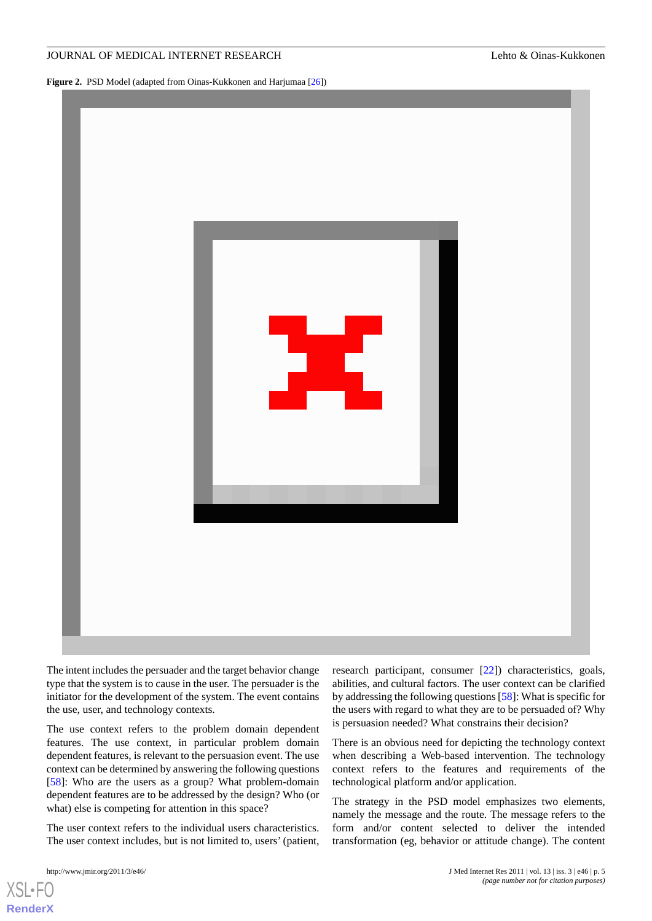**Figure 2.** PSD Model (adapted from Oinas-Kukkonen and Harjumaa [26])

The intent includes the persuader and the target behavior change type that the system is to cause in the user. The persuader is the initiator for the development of the system. The event contains the use, user, and technology contexts.

The use context refers to the problem domain dependent features. The use context, in particular problem domain dependent features, is relevant to the persuasion event. The use context can be determined by answering the following questions [58]: Who are the users as a group? What problem-domain dependent features are to be addressed by the design? Who (or what) else is competing for attention in this space?

The user context refers to the individual users characteristics. The user context includes, but is not limited to, users' (patient, research participant, consumer [22]) characteristics, goals, abilities, and cultural factors. The user context can be clarified by addressing the following questions [58]: What is specific for the users with regard to what they are to be persuaded of? Why is persuasion needed? What constrains their decision?

There is an obvious need for depicting the technology context when describing a Web-based intervention. The technology context refers to the features and requirements of the technological platform and/or application.

The strategy in the PSD model emphasizes two elements, namely the message and the route. The message refers to the form and/or content selected to deliver the intended transformation (eg, behavior or attitude change). The content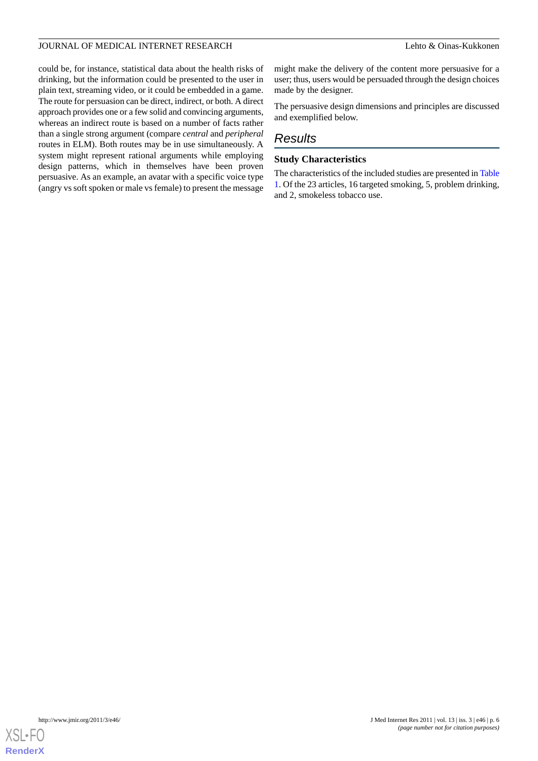could be, for instance, statistical data about the health risks of drinking, but the information could be presented to the user in plain text, streaming video, or it could be embedded in a game. The route for persuasion can be direct, indirect, or both. A direct approach provides one or a few solid and convincing arguments, whereas an indirect route is based on a number of facts rather than a single strong argument (compare *central* and *peripheral* routes in ELM). Both routes may be in use simultaneously. A system might represent rational arguments while employing design patterns, which in themselves have been proven persuasive. As an example, an avatar with a specific voice type (angry vs soft spoken or male vs female) to present the message might make the delivery of the content more persuasive for a user; thus, users would be persuaded through the design choices made by the designer.

The persuasive design dimensions and principles are discussed and exemplified below.

## Results

### Study Characteristics

The characteristics of the included studies are presented in Table 1. Of the 23 articles, 16 targeted smoking, 5, problem drinking, and 2, smokeless tobacco use.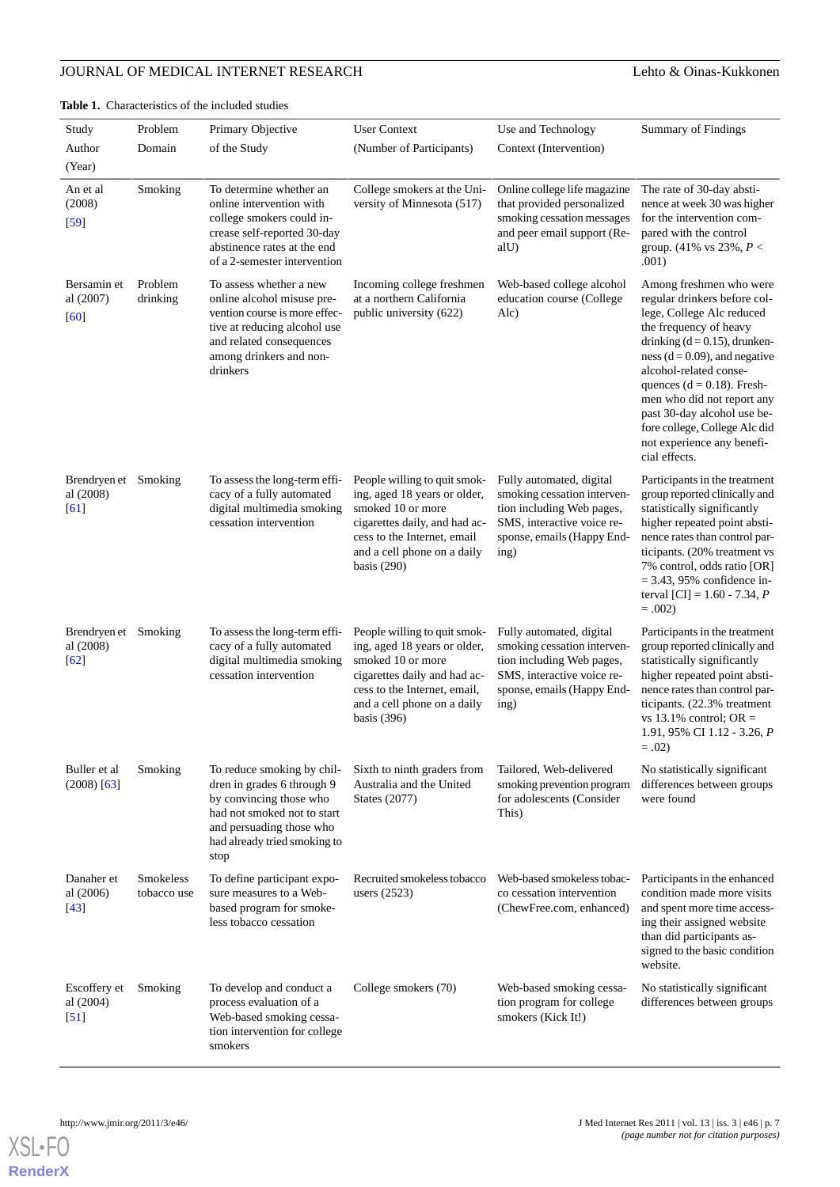**Table 1.** Characteristics of the included studies

| Study Author (Year) | Problem Domain | Primary Objective of the Study | User Context (Number of Participants) | Use and Technology Context (Intervention) | Summary of Findings |
|---|---|---|---|---|---|
| An et al (2008) [59] | Smoking | To determine whether an online intervention with college smokers could increase self-reported 30-day abstinence rates at the end of a 2-semester intervention | College smokers at the University of Minnesota (517) | Online college life magazine that provided personalized smoking cessation messages and peer email support (RealU) | The rate of 30-day abstinence at week 30 was higher for the intervention compared with the control group. (41% vs 23%, *P* < .001) |
| Bersamin et al (2007) [60] | Problem drinking | To assess whether a new online alcohol misuse prevention course is more effective at reducing alcohol use and related consequences among drinkers and nondrinkers | Incoming college freshmen at a northern California public university (622) | Web-based college alcohol education course (College Alc) | Among freshmen who were regular drinkers before college, College Alc reduced the frequency of heavy drinking (d = 0.15), drunkenness (d = 0.09), and negative alcohol-related consequences (d = 0.18). Freshmen who did not report any past 30-day alcohol use before college, College Alc did not experience any beneficial effects. |
| Brendryen et al (2008) [61] | Smoking | To assess the long-term efficacy of a fully automated digital multimedia smoking cessation intervention | People willing to quit smoking, aged 18 years or older, smoked 10 or more cigarettes daily, and had access to the Internet, email and a cell phone on a daily basis (290) | Fully automated, digital smoking cessation intervention including Web pages, SMS, interactive voice response, emails (Happy Ending) | Participants in the treatment group reported clinically and statistically significantly higher repeated point abstinence rates than control participants. (20% treatment vs 7% control, odds ratio [OR] = 3.43, 95% confidence interval [CI] = 1.60 - 7.34, *P* = .002) |
| Brendryen et al (2008) [62] | Smoking | To assess the long-term efficacy of a fully automated digital multimedia smoking cessation intervention | People willing to quit smoking, aged 18 years or older, smoked 10 or more cigarettes daily and had access to the Internet, email, and a cell phone on a daily basis (396) | Fully automated, digital smoking cessation intervention including Web pages, SMS, interactive voice response, emails (Happy Ending) | Participants in the treatment group reported clinically and statistically significantly higher repeated point abstinence rates than control participants. (22.3% treatment vs 13.1% control; OR = 1.91, 95% CI 1.12 - 3.26, *P* = .02) |
| Buller et al (2008) [63] | Smoking | To reduce smoking by children in grades 6 through 9 by convincing those who had not smoked not to start and persuading those who had already tried smoking to stop | Sixth to ninth graders from Australia and the United States (2077) | Tailored, Web-delivered smoking prevention program for adolescents (Consider This) | No statistically significant differences between groups were found |
| Danaher et al (2006) [43] | Smokeless tobacco use | To define participant exposure measures to a Web-based program for smokeless tobacco cessation | Recruited smokeless tobacco users (2523) | Web-based smokeless tobacco cessation intervention (ChewFree.com, enhanced) | Participants in the enhanced condition made more visits and spent more time accessing their assigned website than did participants assigned to the basic condition website. |
| Escoffery et al (2004) [51] | Smoking | To develop and conduct a process evaluation of a Web-based smoking cessation intervention for college smokers | College smokers (70) | Web-based smoking cessation program for college smokers (Kick It!) | No statistically significant differences between groups |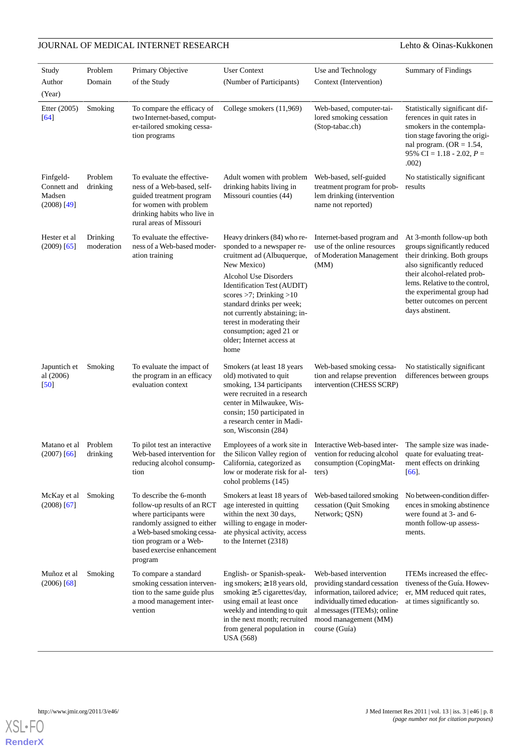| Study Author (Year) | Problem Domain | Primary Objective of the Study | User Context (Number of Participants) | Use and Technology Context (Intervention) | Summary of Findings |
| --- | --- | --- | --- | --- | --- |
| Etter (2005) [64] | Smoking | To compare the efficacy of two Internet-based, computer-tailored smoking cessation programs | College smokers (11,969) | Web-based, computer-tailored smoking cessation (Stop-tabac.ch) | Statistically significant differences in quit rates in smokers in the contemplation stage favoring the original program. (OR = 1.54, 95% CI = 1.18 - 2.02, *P* = .002) |
| Finfgeld-Connett and Madsen (2008) [49] | Problem drinking | To evaluate the effectiveness of a Web-based, self-guided treatment program for women with problem drinking habits who live in rural areas of Missouri | Adult women with problem drinking habits living in Missouri counties (44) | Web-based, self-guided treatment program for problem drinking (intervention name not reported) | No statistically significant results |
| Hester et al (2009) [65] | Drinking moderation | To evaluate the effectiveness of a Web-based moderation training | Heavy drinkers (84) who responded to a newspaper recruitment ad (Albuquerque, New Mexico)<br><br>Alcohol Use Disorders Identification Test (AUDIT) scores >7; Drinking >10 standard drinks per week; not currently abstaining; interest in moderating their consumption; aged 21 or older; Internet access at home | Internet-based program and use of the online resources of Moderation Management (MM) | At 3-month follow-up both groups significantly reduced their drinking. Both groups also significantly reduced their alcohol-related problems. Relative to the control, the experimental group had better outcomes on percent days abstinent. |
| Japuntich et al (2006) [50] | Smoking | To evaluate the impact of the program in an efficacy evaluation context | Smokers (at least 18 years old) motivated to quit smoking, 134 participants were recruited in a research center in Milwaukee, Wisconsin; 150 participated in a research center in Madison, Wisconsin (284) | Web-based smoking cessation and relapse prevention intervention (CHESS SCRP) | No statistically significant differences between groups |
| Matano et al (2007) [66] | Problem drinking | To pilot test an interactive Web-based intervention for reducing alcohol consumption | Employees of a work site in the Silicon Valley region of California, categorized as low or moderate risk for alcohol problems (145) | Interactive Web-based intervention for reducing alcohol consumption (CopingMatters) | The sample size was inadequate for evaluating treatment effects on drinking [66]. |
| McKay et al (2008) [67] | Smoking | To describe the 6-month follow-up results of an RCT where participants were randomly assigned to either a Web-based smoking cessation program or a Web-based exercise enhancement program | Smokers at least 18 years of age interested in quitting within the next 30 days, willing to engage in moderate physical activity, access to the Internet (2318) | Web-based tailored smoking cessation (Quit Smoking Network; QSN) | No between-condition differences in smoking abstinence were found at 3- and 6-month follow-up assessments. |
| Muñoz et al (2006) [68] | Smoking | To compare a standard smoking cessation intervention to the same guide plus a mood management intervention | English- or Spanish-speaking smokers; ≥18 years old, smoking ≥5 cigarettes/day, using email at least once weekly and intending to quit in the next month; recruited from general population in USA (568) | Web-based intervention providing standard cessation information, tailored advice; individually timed educational messages (ITEMs); online mood management (MM) course (Guía) | ITEMs increased the effectiveness of the Guía. However, MM reduced quit rates, at times significantly so. |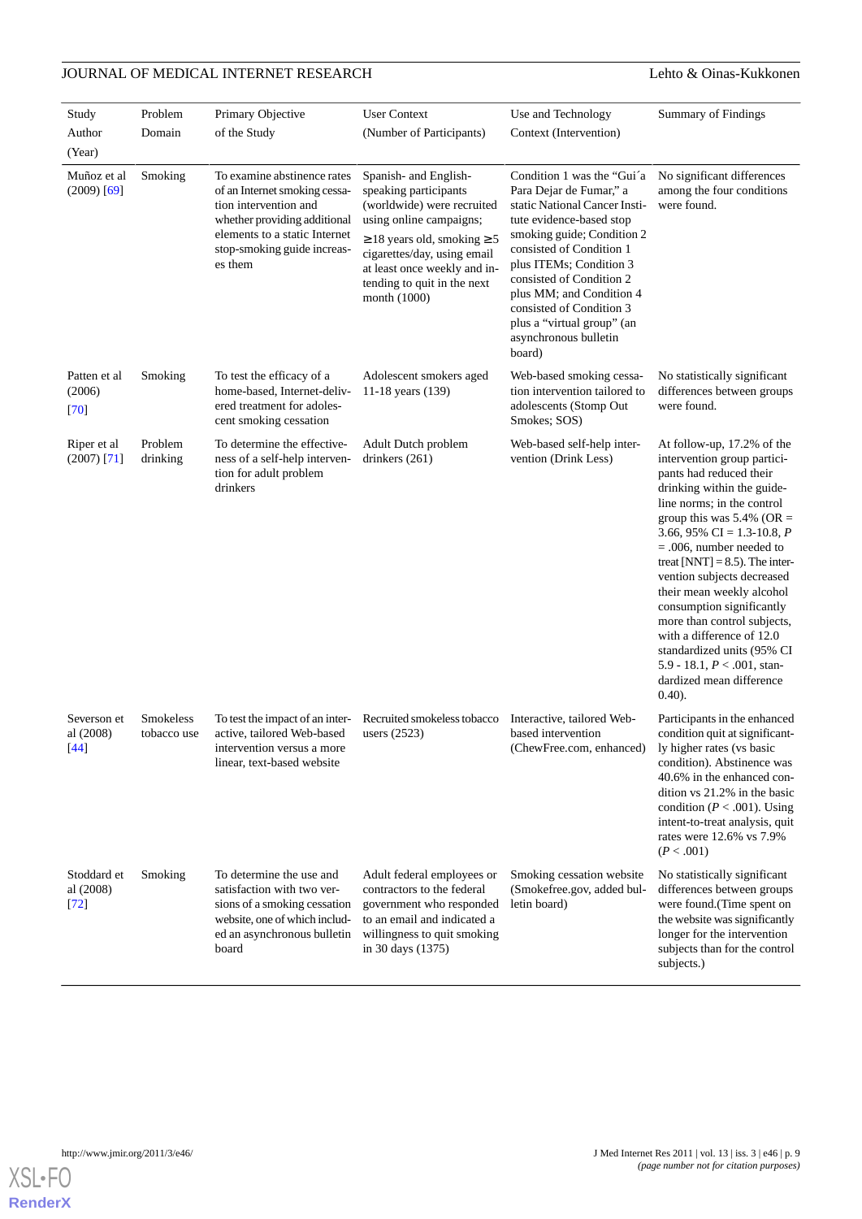| Study Author (Year) | Problem Domain | Primary Objective of the Study | User Context (Number of Participants) | Use and Technology Context (Intervention) | Summary of Findings |
| --- | --- | --- | --- | --- | --- |
| Muñoz et al (2009) [69] | Smoking | To examine abstinence rates of an Internet smoking cessation intervention and whether providing additional elements to a static Internet stop-smoking guide increases them | Spanish- and English-speaking participants (worldwide) were recruited using online campaigns; ≥18 years old, smoking ≥5 cigarettes/day, using email at least once weekly and intending to quit in the next month (1000) | Condition 1 was the "Guía Para Dejar de Fumar," a static National Cancer Institute evidence-based stop smoking guide; Condition 2 consisted of Condition 1 plus ITEMs; Condition 3 consisted of Condition 2 plus MM; and Condition 4 consisted of Condition 3 plus a "virtual group" (an asynchronous bulletin board) | No significant differences among the four conditions were found. |
| Patten et al (2006) [70] | Smoking | To test the efficacy of a home-based, Internet-delivered treatment for adolescent smoking cessation | Adolescent smokers aged 11-18 years (139) | Web-based smoking cessation intervention tailored to adolescents (Stomp Out Smokes; SOS) | No statistically significant differences between groups were found. |
| Riper et al (2007) [71] | Problem drinking | To determine the effectiveness of a self-help intervention for adult problem drinkers | Adult Dutch problem drinkers (261) | Web-based self-help intervention (Drink Less) | At follow-up, 17.2% of the intervention group participants had reduced their drinking within the guideline norms; in the control group this was 5.4% (OR = 3.66, 95% CI = 1.3-10.8, *P* = .006, number needed to treat [NNT] = 8.5). The intervention subjects decreased their mean weekly alcohol consumption significantly more than control subjects, with a difference of 12.0 standardized units (95% CI 5.9 - 18.1, *P* < .001, standardized mean difference 0.40). |
| Severson et al (2008) [44] | Smokeless tobacco use | To test the impact of an interactive, tailored Web-based intervention versus a more linear, text-based website | Recruited smokeless tobacco users (2523) | Interactive, tailored Web-based intervention (ChewFree.com, enhanced) | Participants in the enhanced condition quit at significantly higher rates (vs basic condition). Abstinence was 40.6% in the enhanced condition vs 21.2% in the basic condition (*P* < .001). Using intent-to-treat analysis, quit rates were 12.6% vs 7.9% (*P* < .001) |
| Stoddard et al (2008) [72] | Smoking | To determine the use and satisfaction with two versions of a smoking cessation website, one of which included an asynchronous bulletin board | Adult federal employees or contractors to the federal government who responded to an email and indicated a willingness to quit smoking in 30 days (1375) | Smoking cessation website (Smokefree.gov, added bulletin board) | No statistically significant differences between groups were found.(Time spent on the website was significantly longer for the intervention subjects than for the control subjects.) |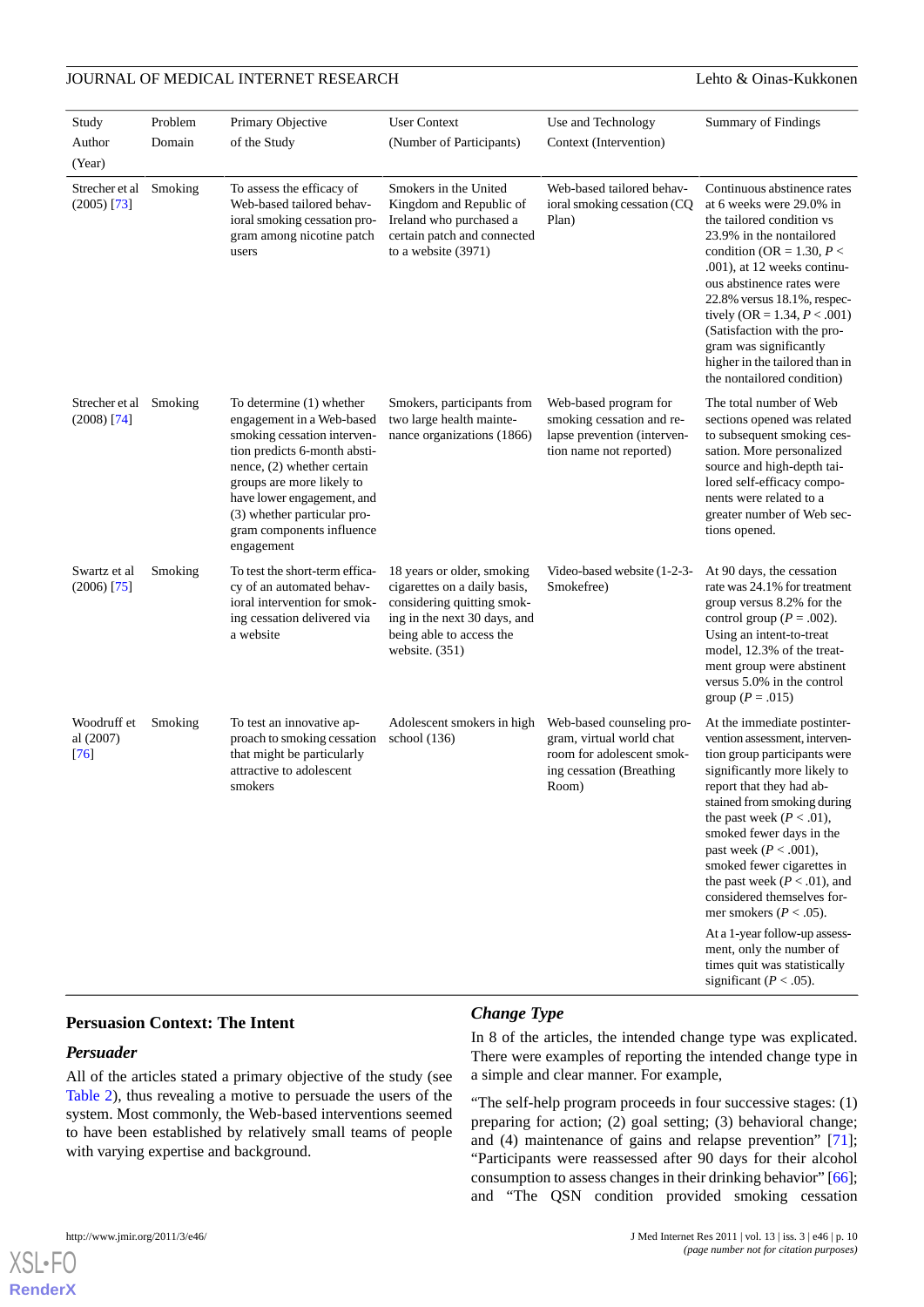| Study Author (Year) | Problem Domain | Primary Objective of the Study | User Context (Number of Participants) | Use and Technology Context (Intervention) | Summary of Findings |
|---|---|---|---|---|---|
| Strecher et al (2005) [73] | Smoking | To assess the efficacy of Web-based tailored behavioral smoking cessation program among nicotine patch users | Smokers in the United Kingdom and Republic of Ireland who purchased a certain patch and connected to a website (3971) | Web-based tailored behavioral smoking cessation (CQ Plan) | Continuous abstinence rates at 6 weeks were 29.0% in the tailored condition vs 23.9% in the nontailored condition (OR = 1.30, *P* < .001), at 12 weeks continuous abstinence rates were 22.8% versus 18.1%, respectively (OR = 1.34, *P* < .001) (Satisfaction with the program was significantly higher in the tailored than in the nontailored condition) |
| Strecher et al (2008) [74] | Smoking | To determine (1) whether engagement in a Web-based tailored behavioral smoking cessation intervention predicts 6-month abstinence, (2) whether certain groups are more likely to have lower engagement, and (3) whether particular program components influence engagement | Smokers, participants from two large health maintenance organizations (1866) | Web-based program for smoking cessation and relapse prevention (intervention name not reported) | The total number of Web sections opened was related to subsequent smoking cessation. More personalized source and high-depth tailored self-efficacy components were related to a greater number of Web sections opened. |
| Swartz et al (2006) [75] | Smoking | To test the short-term efficacy of an automated behavioral intervention for smoking cessation delivered via a website | 18 years or older, smoking cigarettes on a daily basis, considering quitting smoking in the next 30 days, and being able to access the website. (351) | Video-based website (1-2-3-Smokefree) | At 90 days, the cessation rate was 24.1% for treatment group versus 8.2% for the control group (*P* = .002). Using an intent-to-treat model, 12.3% of the treatment group were abstinent versus 5.0% in the control group (*P* = .015) |
| Woodruff et al (2007) [76] | Smoking | To test an innovative approach to smoking cessation that might be particularly attractive to adolescent smokers | Adolescent smokers in high school (136) | Web-based counseling program, virtual world chat room for adolescent smoking cessation (Breathing Room) | At the immediate postintervention assessment, intervention group participants were significantly more likely to report that they had abstained from smoking during the past week (*P* < .01), smoked fewer days in the past week (*P* < .001), smoked fewer cigarettes in the past week (*P* < .01), and considered themselves former smokers (*P* < .05). At a 1-year follow-up assessment, only the number of times quit was statistically significant (*P* < .05). |

## Persuasion Context: The Intent

### Persuader

All of the articles stated a primary objective of the study (see Table 2), thus revealing a motive to persuade the users of the system. Most commonly, the Web-based interventions seemed to have been established by relatively small teams of people with varying expertise and background.

### Change Type

In 8 of the articles, the intended change type was explicated. There were examples of reporting the intended change type in a simple and clear manner. For example,

"The self-help program proceeds in four successive stages: (1) preparing for action; (2) goal setting; (3) behavioral change; and (4) maintenance of gains and relapse prevention" [71]; "Participants were reassessed after 90 days for their alcohol consumption to assess changes in their drinking behavior" [66]; and "The QSN condition provided smoking cessation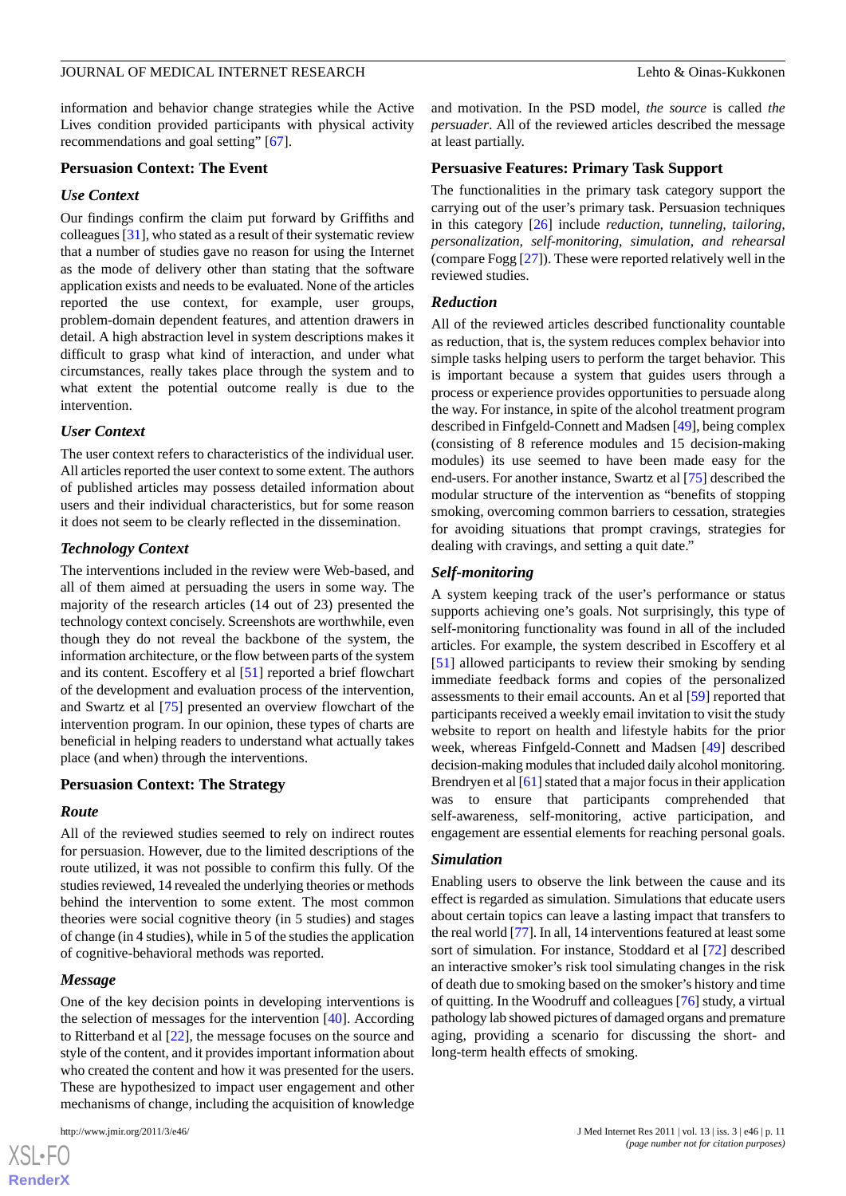information and behavior change strategies while the Active Lives condition provided participants with physical activity recommendations and goal setting" [67].

## Persuasion Context: The Event

### Use Context

Our findings confirm the claim put forward by Griffiths and colleagues [31], who stated as a result of their systematic review that a number of studies gave no reason for using the Internet as the mode of delivery other than stating that the software application exists and needs to be evaluated. None of the articles reported the use context, for example, user groups, problem-domain dependent features, and attention drawers in detail. A high abstraction level in system descriptions makes it difficult to grasp what kind of interaction, and under what circumstances, really takes place through the system and to what extent the potential outcome really is due to the intervention.

### User Context

The user context refers to characteristics of the individual user. All articles reported the user context to some extent. The authors of published articles may possess detailed information about users and their individual characteristics, but for some reason it does not seem to be clearly reflected in the dissemination.

### Technology Context

The interventions included in the review were Web-based, and all of them aimed at persuading the users in some way. The majority of the research articles (14 out of 23) presented the technology context concisely. Screenshots are worthwhile, even though they do not reveal the backbone of the system, the information architecture, or the flow between parts of the system and its content. Escoffery et al [51] reported a brief flowchart of the development and evaluation process of the intervention, and Swartz et al [75] presented an overview flowchart of the intervention program. In our opinion, these types of charts are beneficial in helping readers to understand what actually takes place (and when) through the interventions.

## Persuasion Context: The Strategy

### Route

All of the reviewed studies seemed to rely on indirect routes for persuasion. However, due to the limited descriptions of the route utilized, it was not possible to confirm this fully. Of the studies reviewed, 14 revealed the underlying theories or methods behind the intervention to some extent. The most common theories were social cognitive theory (in 5 studies) and stages of change (in 4 studies), while in 5 of the studies the application of cognitive-behavioral methods was reported.

### Message

One of the key decision points in developing interventions is the selection of messages for the intervention [40]. According to Ritterband et al [22], the message focuses on the source and style of the content, and it provides important information about who created the content and how it was presented for the users. These are hypothesized to impact user engagement and other mechanisms of change, including the acquisition of knowledge and motivation. In the PSD model, *the source* is called *the persuader*. All of the reviewed articles described the message at least partially.

## Persuasive Features: Primary Task Support

The functionalities in the primary task category support the carrying out of the user's primary task. Persuasion techniques in this category [26] include *reduction, tunneling, tailoring, personalization, self-monitoring, simulation, and rehearsal* (compare Fogg [27]). These were reported relatively well in the reviewed studies.

### Reduction

All of the reviewed articles described functionality countable as reduction, that is, the system reduces complex behavior into simple tasks helping users to perform the target behavior. This is important because a system that guides users through a process or experience provides opportunities to persuade along the way. For instance, in spite of the alcohol treatment program described in Finfgeld-Connett and Madsen [49], being complex (consisting of 8 reference modules and 15 decision-making modules) its use seemed to have been made easy for the end-users. For another instance, Swartz et al [75] described the modular structure of the intervention as "benefits of stopping smoking, overcoming common barriers to cessation, strategies for avoiding situations that prompt cravings, strategies for dealing with cravings, and setting a quit date."

### Self-monitoring

A system keeping track of the user's performance or status supports achieving one's goals. Not surprisingly, this type of self-monitoring functionality was found in all of the included articles. For example, the system described in Escoffery et al [51] allowed participants to review their smoking by sending immediate feedback forms and copies of the personalized assessments to their email accounts. An et al [59] reported that participants received a weekly email invitation to visit the study website to report on health and lifestyle habits for the prior week, whereas Finfgeld-Connett and Madsen [49] described decision-making modules that included daily alcohol monitoring. Brendryen et al [61] stated that a major focus in their application was to ensure that participants comprehended that self-awareness, self-monitoring, active participation, and engagement are essential elements for reaching personal goals.

### Simulation

Enabling users to observe the link between the cause and its effect is regarded as simulation. Simulations that educate users about certain topics can leave a lasting impact that transfers to the real world [77]. In all, 14 interventions featured at least some sort of simulation. For instance, Stoddard et al [72] described an interactive smoker's risk tool simulating changes in the risk of death due to smoking based on the smoker's history and time of quitting. In the Woodruff and colleagues [76] study, a virtual pathology lab showed pictures of damaged organs and premature aging, providing a scenario for discussing the short- and long-term health effects of smoking.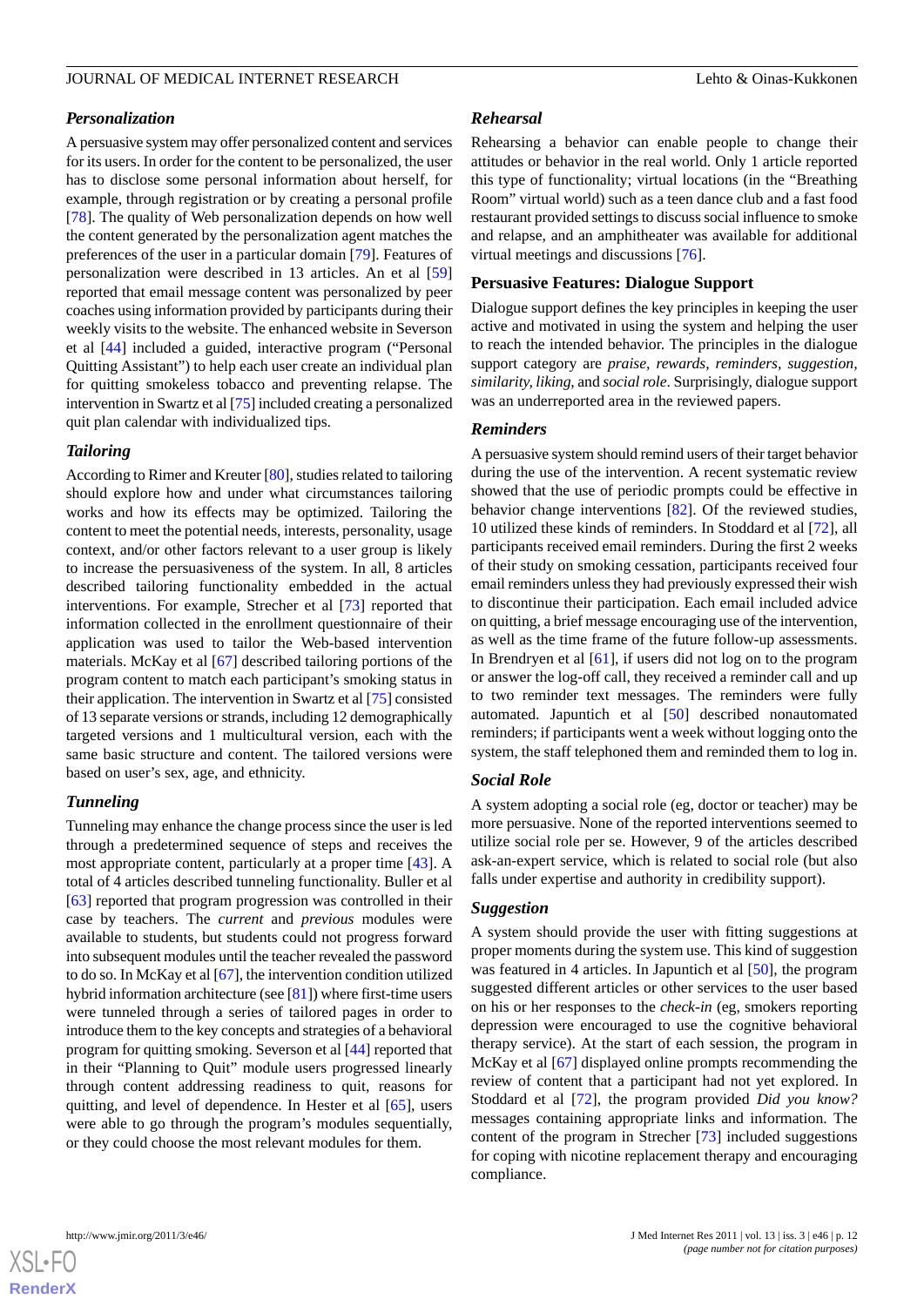### Personalization

A persuasive system may offer personalized content and services for its users. In order for the content to be personalized, the user has to disclose some personal information about herself, for example, through registration or by creating a personal profile [78]. The quality of Web personalization depends on how well the content generated by the personalization agent matches the preferences of the user in a particular domain [79]. Features of personalization were described in 13 articles. An et al [59] reported that email message content was personalized by peer coaches using information provided by participants during their weekly visits to the website. The enhanced website in Severson et al [44] included a guided, interactive program ("Personal Quitting Assistant") to help each user create an individual plan for quitting smokeless tobacco and preventing relapse. The intervention in Swartz et al [75] included creating a personalized quit plan calendar with individualized tips.

### Tailoring

According to Rimer and Kreuter [80], studies related to tailoring should explore how and under what circumstances tailoring works and how its effects may be optimized. Tailoring the content to meet the potential needs, interests, personality, usage context, and/or other factors relevant to a user group is likely to increase the persuasiveness of the system. In all, 8 articles described tailoring functionality embedded in the actual interventions. For example, Strecher et al [73] reported that information collected in the enrollment questionnaire of their application was used to tailor the Web-based intervention materials. McKay et al [67] described tailoring portions of the program content to match each participant's smoking status in their application. The intervention in Swartz et al [75] consisted of 13 separate versions or strands, including 12 demographically targeted versions and 1 multicultural version, each with the same basic structure and content. The tailored versions were based on user's sex, age, and ethnicity.

### Tunneling

Tunneling may enhance the change process since the user is led through a predetermined sequence of steps and receives the most appropriate content, particularly at a proper time [43]. A total of 4 articles described tunneling functionality. Buller et al [63] reported that program progression was controlled in their case by teachers. The *current* and *previous* modules were available to students, but students could not progress forward into subsequent modules until the teacher revealed the password to do so. In McKay et al [67], the intervention condition utilized hybrid information architecture (see [81]) where first-time users were tunneled through a series of tailored pages in order to introduce them to the key concepts and strategies of a behavioral program for quitting smoking. Severson et al [44] reported that in their "Planning to Quit" module users progressed linearly through content addressing readiness to quit, reasons for quitting, and level of dependence. In Hester et al [65], users were able to go through the program's modules sequentially, or they could choose the most relevant modules for them.

### Rehearsal

Rehearsing a behavior can enable people to change their attitudes or behavior in the real world. Only 1 article reported this type of functionality; virtual locations (in the "Breathing Room" virtual world) such as a teen dance club and a fast food restaurant provided settings to discuss social influence to smoke and relapse, and an amphitheater was available for additional virtual meetings and discussions [76].

## Persuasive Features: Dialogue Support

Dialogue support defines the key principles in keeping the user active and motivated in using the system and helping the user to reach the intended behavior. The principles in the dialogue support category are *praise, rewards, reminders, suggestion, similarity, liking,* and *social role*. Surprisingly, dialogue support was an underreported area in the reviewed papers.

### Reminders

A persuasive system should remind users of their target behavior during the use of the intervention. A recent systematic review showed that the use of periodic prompts could be effective in behavior change interventions [82]. Of the reviewed studies, 10 utilized these kinds of reminders. In Stoddard et al [72], all participants received email reminders. During the first 2 weeks of their study on smoking cessation, participants received four email reminders unless they had previously expressed their wish to discontinue their participation. Each email included advice on quitting, a brief message encouraging use of the intervention, as well as the time frame of the future follow-up assessments. In Brendryen et al [61], if users did not log on to the program or answer the log-off call, they received a reminder call and up to two reminder text messages. The reminders were fully automated. Japuntich et al [50] described nonautomated reminders; if participants went a week without logging onto the system, the staff telephoned them and reminded them to log in.

### Social Role

A system adopting a social role (eg, doctor or teacher) may be more persuasive. None of the reported interventions seemed to utilize social role per se. However, 9 of the articles described ask-an-expert service, which is related to social role (but also falls under expertise and authority in credibility support).

### Suggestion

A system should provide the user with fitting suggestions at proper moments during the system use. This kind of suggestion was featured in 4 articles. In Japuntich et al [50], the program suggested different articles or other services to the user based on his or her responses to the *check-in* (eg, smokers reporting depression were encouraged to use the cognitive behavioral therapy service). At the start of each session, the program in McKay et al [67] displayed online prompts recommending the review of content that a participant had not yet explored. In Stoddard et al [72], the program provided *Did you know?* messages containing appropriate links and information. The content of the program in Strecher [73] included suggestions for coping with nicotine replacement therapy and encouraging compliance.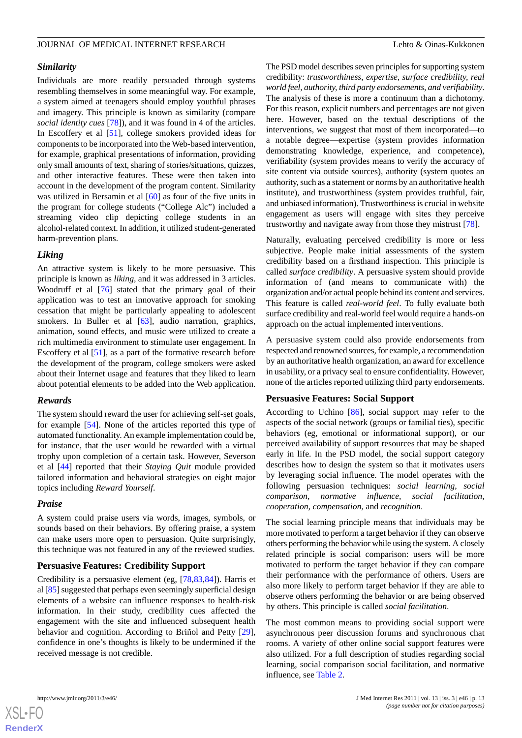### *Similarity*

Individuals are more readily persuaded through systems resembling themselves in some meaningful way. For example, a system aimed at teenagers should employ youthful phrases and imagery. This principle is known as similarity (compare *social identity cues* [78]), and it was found in 4 of the articles. In Escoffery et al [51], college smokers provided ideas for components to be incorporated into the Web-based intervention, for example, graphical presentations of information, providing only small amounts of text, sharing of stories/situations, quizzes, and other interactive features. These were then taken into account in the development of the program content. Similarity was utilized in Bersamin et al [60] as four of the five units in the program for college students ("College Alc") included a streaming video clip depicting college students in an alcohol-related context. In addition, it utilized student-generated harm-prevention plans.

### *Liking*

An attractive system is likely to be more persuasive. This principle is known as *liking,* and it was addressed in 3 articles. Woodruff et al [76] stated that the primary goal of their application was to test an innovative approach for smoking cessation that might be particularly appealing to adolescent smokers. In Buller et al [63], audio narration, graphics, animation, sound effects, and music were utilized to create a rich multimedia environment to stimulate user engagement. In Escoffery et al [51], as a part of the formative research before the development of the program, college smokers were asked about their Internet usage and features that they liked to learn about potential elements to be added into the Web application.

### *Rewards*

The system should reward the user for achieving self-set goals, for example [54]. None of the articles reported this type of automated functionality. An example implementation could be, for instance, that the user would be rewarded with a virtual trophy upon completion of a certain task. However, Severson et al [44] reported that their *Staying Quit* module provided tailored information and behavioral strategies on eight major topics including *Reward Yourself*.

### *Praise*

A system could praise users via words, images, symbols, or sounds based on their behaviors. By offering praise, a system can make users more open to persuasion. Quite surprisingly, this technique was not featured in any of the reviewed studies.

## Persuasive Features: Credibility Support

Credibility is a persuasive element (eg, [78,83,84]). Harris et al [85] suggested that perhaps even seemingly superficial design elements of a website can influence responses to health-risk information. In their study, credibility cues affected the engagement with the site and influenced subsequent health behavior and cognition. According to Briñol and Petty [29], confidence in one's thoughts is likely to be undermined if the received message is not credible.

The PSD model describes seven principles for supporting system credibility: *trustworthiness*, *expertise*, *surface credibility*, *real world feel*, *authority*, *third party endorsements, and verifiability*. The analysis of these is more a continuum than a dichotomy. For this reason, explicit numbers and percentages are not given here. However, based on the textual descriptions of the interventions, we suggest that most of them incorporated—to a notable degree—expertise (system provides information demonstrating knowledge, experience, and competence), verifiability (system provides means to verify the accuracy of site content via outside sources), authority (system quotes an authority, such as a statement or norms by an authoritative health institute), and trustworthiness (system provides truthful, fair, and unbiased information). Trustworthiness is crucial in website engagement as users will engage with sites they perceive trustworthy and navigate away from those they mistrust [78].

Naturally, evaluating perceived credibility is more or less subjective. People make initial assessments of the system credibility based on a firsthand inspection. This principle is called *surface credibility*. A persuasive system should provide information of (and means to communicate with) the organization and/or actual people behind its content and services. This feature is called *real-world feel*. To fully evaluate both surface credibility and real-world feel would require a hands-on approach on the actual implemented interventions.

A persuasive system could also provide endorsements from respected and renowned sources, for example, a recommendation by an authoritative health organization, an award for excellence in usability, or a privacy seal to ensure confidentiality. However, none of the articles reported utilizing third party endorsements.

## Persuasive Features: Social Support

According to Uchino [86], social support may refer to the aspects of the social network (groups or familial ties), specific behaviors (eg, emotional or informational support), or our perceived availability of support resources that may be shaped early in life. In the PSD model, the social support category describes how to design the system so that it motivates users by leveraging social influence. The model operates with the following persuasion techniques: *social learning, social comparison*, *normative influence*, *social facilitation, cooperation*, *compensation*, and *recognition*.

The social learning principle means that individuals may be more motivated to perform a target behavior if they can observe others performing the behavior while using the system. A closely related principle is social comparison: users will be more motivated to perform the target behavior if they can compare their performance with the performance of others. Users are also more likely to perform target behavior if they are able to observe others performing the behavior or are being observed by others. This principle is called *social facilitation.*

The most common means to providing social support were asynchronous peer discussion forums and synchronous chat rooms. A variety of other online social support features were also utilized. For a full description of studies regarding social learning, social comparison social facilitation, and normative influence, see Table 2.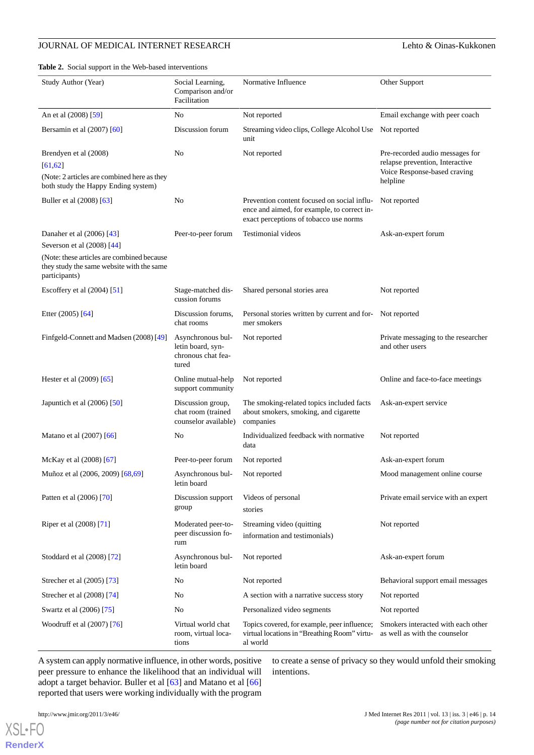**Table 2.** Social support in the Web-based interventions

| Study Author (Year) | Social Learning, Comparison and/or Facilitation | Normative Influence | Other Support |
|---|---|---|---|
| An et al (2008) [59] | No | Not reported | Email exchange with peer coach |
| Bersamin et al (2007) [60] | Discussion forum | Streaming video clips, College Alcohol Use unit | Not reported |
| Brendyen et al (2008) [61,62] (Note: 2 articles are combined here as they both study the Happy Ending system) | No | Not reported | Pre-recorded audio messages for relapse prevention, Interactive Voice Response-based craving helpline |
| Buller et al (2008) [63] | No | Prevention content focused on social influence and aimed, for example, to correct inexact perceptions of tobacco use norms | Not reported |
| Danaher et al (2006) [43] Severson et al (2008) [44] (Note: these articles are combined because they study the same website with the same participants) | Peer-to-peer forum | Testimonial videos | Ask-an-expert forum |
| Escoffery et al (2004) [51] | Stage-matched discussion forums | Shared personal stories area | Not reported |
| Etter (2005) [64] | Discussion forums, chat rooms | Personal stories written by current and former smokers | Not reported |
| Finfgeld-Connett and Madsen (2008) [49] | Asynchronous bulletin board, synchronous chat featured | Not reported | Private messaging to the researcher and other users |
| Hester et al (2009) [65] | Online mutual-help support community | Not reported | Online and face-to-face meetings |
| Japuntich et al (2006) [50] | Discussion group, chat room (trained counselor available) | The smoking-related topics included facts about smokers, smoking, and cigarette companies | Ask-an-expert service |
| Matano et al (2007) [66] | No | Individualized feedback with normative data | Not reported |
| McKay et al (2008) [67] | Peer-to-peer forum | Not reported | Ask-an-expert forum |
| Muñoz et al (2006, 2009) [68,69] | Asynchronous bulletin board | Not reported | Mood management online course |
| Patten et al (2006) [70] | Discussion support group | Videos of personal stories | Private email service with an expert |
| Riper et al (2008) [71] | Moderated peer-to-peer discussion forum | Streaming video (quitting information and testimonials) | Not reported |
| Stoddard et al (2008) [72] | Asynchronous bulletin board | Not reported | Ask-an-expert forum |
| Strecher et al (2005) [73] | No | Not reported | Behavioral support email messages |
| Strecher et al (2008) [74] | No | A section with a narrative success story | Not reported |
| Swartz et al (2006) [75] | No | Personalized video segments | Not reported |
| Woodruff et al (2007) [76] | Virtual world chat room, virtual locations | Topics covered, for example, peer influence; virtual locations in "Breathing Room" virtual world | Smokers interacted with each other as well as with the counselor |

A system can apply normative influence, in other words, positive peer pressure to enhance the likelihood that an individual will adopt a target behavior. Buller et al [63] and Matano et al [66] reported that users were working individually with the program to create a sense of privacy so they would unfold their smoking intentions.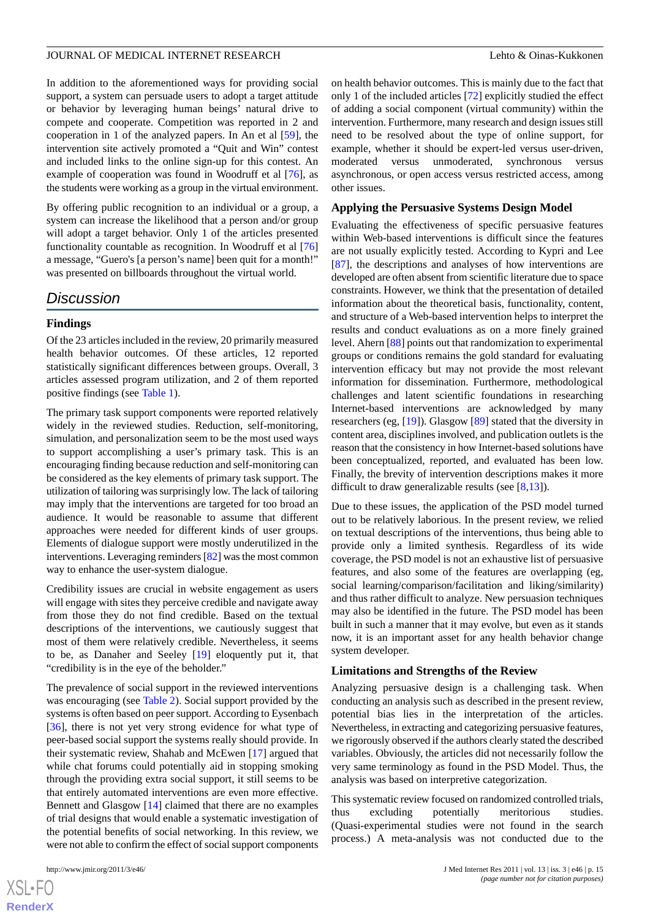In addition to the aforementioned ways for providing social support, a system can persuade users to adopt a target attitude or behavior by leveraging human beings' natural drive to compete and cooperate. Competition was reported in 2 and cooperation in 1 of the analyzed papers. In An et al [59], the intervention site actively promoted a "Quit and Win" contest and included links to the online sign-up for this contest. An example of cooperation was found in Woodruff et al [76], as the students were working as a group in the virtual environment.

By offering public recognition to an individual or a group, a system can increase the likelihood that a person and/or group will adopt a target behavior. Only 1 of the articles presented functionality countable as recognition. In Woodruff et al [76] a message, "Guero's [a person's name] been quit for a month!" was presented on billboards throughout the virtual world.

## *Discussion*

### Findings

Of the 23 articles included in the review, 20 primarily measured health behavior outcomes. Of these articles, 12 reported statistically significant differences between groups. Overall, 3 articles assessed program utilization, and 2 of them reported positive findings (see Table 1).

The primary task support components were reported relatively widely in the reviewed studies. Reduction, self-monitoring, simulation, and personalization seem to be the most used ways to support accomplishing a user's primary task. This is an encouraging finding because reduction and self-monitoring can be considered as the key elements of primary task support. The utilization of tailoring was surprisingly low. The lack of tailoring may imply that the interventions are targeted for too broad an audience. It would be reasonable to assume that different approaches were needed for different kinds of user groups. Elements of dialogue support were mostly underutilized in the interventions. Leveraging reminders [82] was the most common way to enhance the user-system dialogue.

Credibility issues are crucial in website engagement as users will engage with sites they perceive credible and navigate away from those they do not find credible. Based on the textual descriptions of the interventions, we cautiously suggest that most of them were relatively credible. Nevertheless, it seems to be, as Danaher and Seeley [19] eloquently put it, that "credibility is in the eye of the beholder."

The prevalence of social support in the reviewed interventions was encouraging (see Table 2). Social support provided by the systems is often based on peer support. According to Eysenbach [36], there is not yet very strong evidence for what type of peer-based social support the systems really should provide. In their systematic review, Shahab and McEwen [17] argued that while chat forums could potentially aid in stopping smoking through the providing extra social support, it still seems to be that entirely automated interventions are even more effective. Bennett and Glasgow [14] claimed that there are no examples of trial designs that would enable a systematic investigation of the potential benefits of social networking. In this review, we were not able to confirm the effect of social support components on health behavior outcomes. This is mainly due to the fact that only 1 of the included articles [72] explicitly studied the effect of adding a social component (virtual community) within the intervention. Furthermore, many research and design issues still need to be resolved about the type of online support, for example, whether it should be expert-led versus user-driven, moderated versus unmoderated, synchronous versus asynchronous, or open access versus restricted access, among other issues.

### Applying the Persuasive Systems Design Model

Evaluating the effectiveness of specific persuasive features within Web-based interventions is difficult since the features are not usually explicitly tested. According to Kypri and Lee [87], the descriptions and analyses of how interventions are developed are often absent from scientific literature due to space constraints. However, we think that the presentation of detailed information about the theoretical basis, functionality, content, and structure of a Web-based intervention helps to interpret the results and conduct evaluations as on a more finely grained level. Ahern [88] points out that randomization to experimental groups or conditions remains the gold standard for evaluating intervention efficacy but may not provide the most relevant information for dissemination. Furthermore, methodological challenges and latent scientific foundations in researching Internet-based interventions are acknowledged by many researchers (eg, [19]). Glasgow [89] stated that the diversity in content area, disciplines involved, and publication outlets is the reason that the consistency in how Internet-based solutions have been conceptualized, reported, and evaluated has been low. Finally, the brevity of intervention descriptions makes it more difficult to draw generalizable results (see [8,13]).

Due to these issues, the application of the PSD model turned out to be relatively laborious. In the present review, we relied on textual descriptions of the interventions, thus being able to provide only a limited synthesis. Regardless of its wide coverage, the PSD model is not an exhaustive list of persuasive features, and also some of the features are overlapping (eg, social learning/comparison/facilitation and liking/similarity) and thus rather difficult to analyze. New persuasion techniques may also be identified in the future. The PSD model has been built in such a manner that it may evolve, but even as it stands now, it is an important asset for any health behavior change system developer.

### Limitations and Strengths of the Review

Analyzing persuasive design is a challenging task. When conducting an analysis such as described in the present review, potential bias lies in the interpretation of the articles. Nevertheless, in extracting and categorizing persuasive features, we rigorously observed if the authors clearly stated the described variables. Obviously, the articles did not necessarily follow the very same terminology as found in the PSD Model. Thus, the analysis was based on interpretive categorization.

This systematic review focused on randomized controlled trials, thus excluding potentially meritorious studies. (Quasi-experimental studies were not found in the search process.) A meta-analysis was not conducted due to the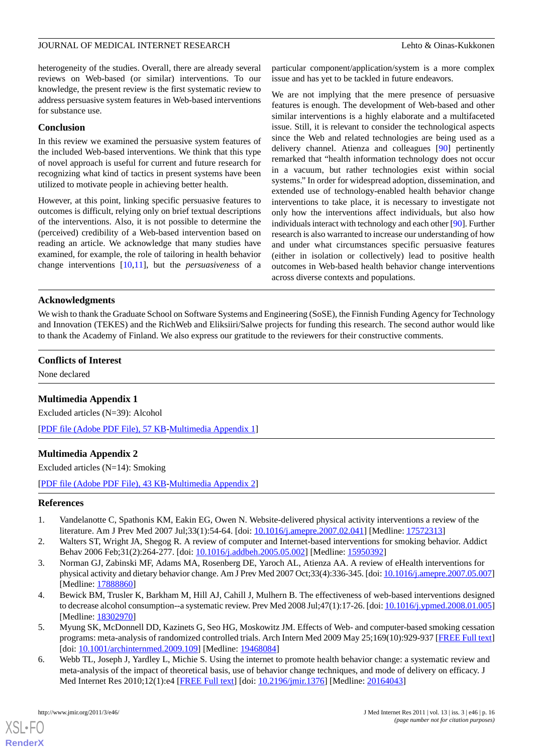heterogeneity of the studies. Overall, there are already several reviews on Web-based (or similar) interventions. To our knowledge, the present review is the first systematic review to address persuasive system features in Web-based interventions for substance use.

### Conclusion

In this review we examined the persuasive system features of the included Web-based interventions. We think that this type of novel approach is useful for current and future research for recognizing what kind of tactics in present systems have been utilized to motivate people in achieving better health.

However, at this point, linking specific persuasive features to outcomes is difficult, relying only on brief textual descriptions of the interventions. Also, it is not possible to determine the (perceived) credibility of a Web-based intervention based on reading an article. We acknowledge that many studies have examined, for example, the role of tailoring in health behavior change interventions [10,11], but the *persuasiveness* of a particular component/application/system is a more complex issue and has yet to be tackled in future endeavors.

We are not implying that the mere presence of persuasive features is enough. The development of Web-based and other similar interventions is a highly elaborate and a multifaceted issue. Still, it is relevant to consider the technological aspects since the Web and related technologies are being used as a delivery channel. Atienza and colleagues [90] pertinently remarked that "health information technology does not occur in a vacuum, but rather technologies exist within social systems." In order for widespread adoption, dissemination, and extended use of technology-enabled health behavior change interventions to take place, it is necessary to investigate not only how the interventions affect individuals, but also how individuals interact with technology and each other [90]. Further research is also warranted to increase our understanding of how and under what circumstances specific persuasive features (either in isolation or collectively) lead to positive health outcomes in Web-based health behavior change interventions across diverse contexts and populations.

## Acknowledgments

We wish to thank the Graduate School on Software Systems and Engineering (SoSE), the Finnish Funding Agency for Technology and Innovation (TEKES) and the RichWeb and Eliksiiri/Salwe projects for funding this research. The second author would like to thank the Academy of Finland. We also express our gratitude to the reviewers for their constructive comments.

## Conflicts of Interest

None declared

## Multimedia Appendix 1

Excluded articles (N=39): Alcohol

[PDF file (Adobe PDF File), 57 KB-Multimedia Appendix 1]

## Multimedia Appendix 2

Excluded articles (N=14): Smoking

[PDF file (Adobe PDF File), 43 KB-Multimedia Appendix 2]

## References

1. Vandelanotte C, Spathonis KM, Eakin EG, Owen N. Website-delivered physical activity interventions a review of the literature. Am J Prev Med 2007 Jul;33(1):54-64. [doi: 10.1016/j.amepre.2007.02.041] [Medline: 17572313]
2. Walters ST, Wright JA, Shegog R. A review of computer and Internet-based interventions for smoking behavior. Addict Behav 2006 Feb;31(2):264-277. [doi: 10.1016/j.addbeh.2005.05.002] [Medline: 15950392]
3. Norman GJ, Zabinski MF, Adams MA, Rosenberg DE, Yaroch AL, Atienza AA. A review of eHealth interventions for physical activity and dietary behavior change. Am J Prev Med 2007 Oct;33(4):336-345. [doi: 10.1016/j.amepre.2007.05.007] [Medline: 17888860]
4. Bewick BM, Trusler K, Barkham M, Hill AJ, Cahill J, Mulhern B. The effectiveness of web-based interventions designed to decrease alcohol consumption--a systematic review. Prev Med 2008 Jul;47(1):17-26. [doi: 10.1016/j.ypmed.2008.01.005] [Medline: 18302970]
5. Myung SK, McDonnell DD, Kazinets G, Seo HG, Moskowitz JM. Effects of Web- and computer-based smoking cessation programs: meta-analysis of randomized controlled trials. Arch Intern Med 2009 May 25;169(10):929-937 [FREE Full text] [doi: 10.1001/archinternmed.2009.109] [Medline: 19468084]
6. Webb TL, Joseph J, Yardley L, Michie S. Using the internet to promote health behavior change: a systematic review and meta-analysis of the impact of theoretical basis, use of behavior change techniques, and mode of delivery on efficacy. J Med Internet Res 2010;12(1):e4 [FREE Full text] [doi: 10.2196/jmir.1376] [Medline: 20164043]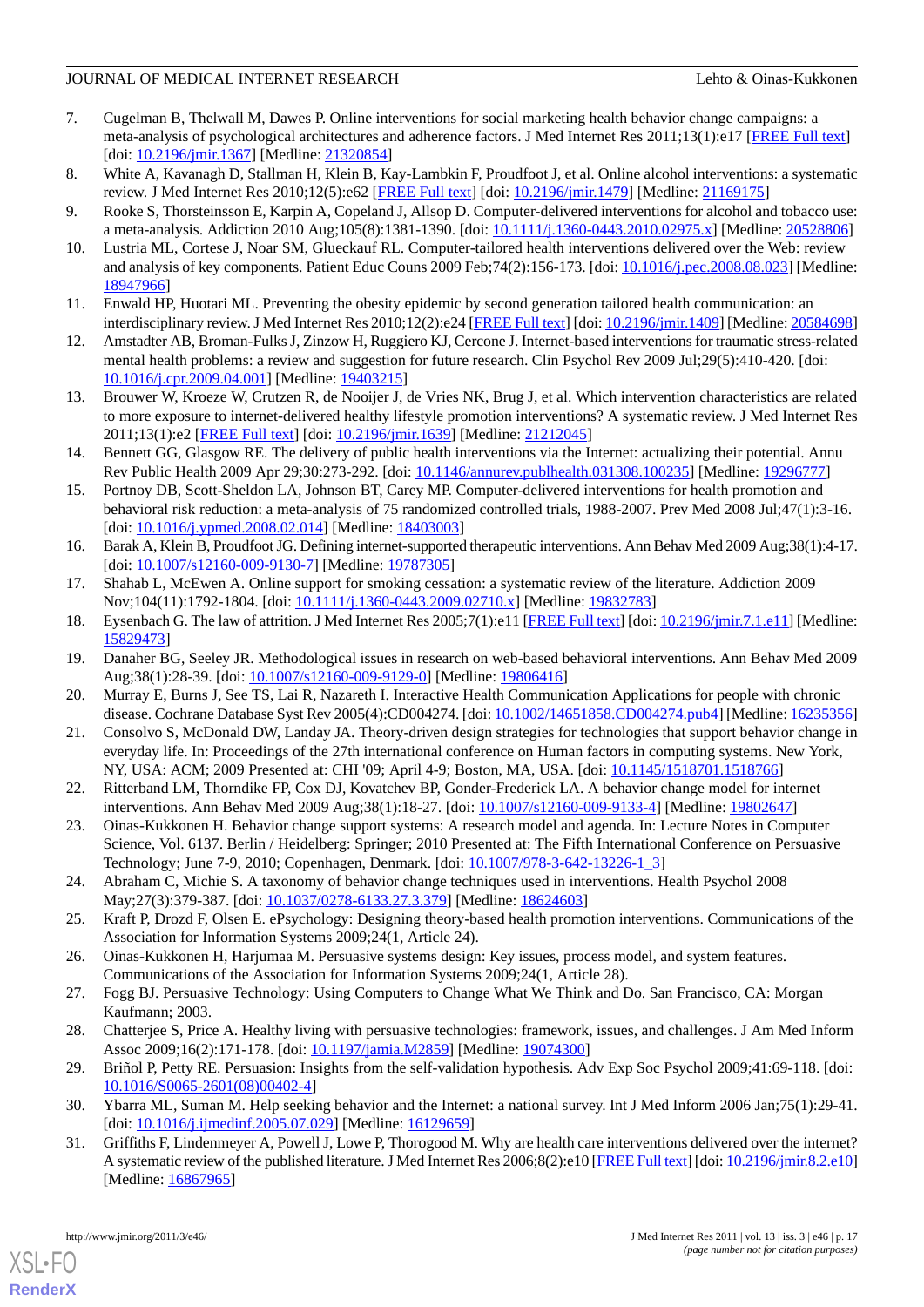7. Cugelman B, Thelwall M, Dawes P. Online interventions for social marketing health behavior change campaigns: a meta-analysis of psychological architectures and adherence factors. J Med Internet Res 2011;13(1):e17 [FREE Full text] [doi: 10.2196/jmir.1367] [Medline: 21320854]
8. White A, Kavanagh D, Stallman H, Klein B, Kay-Lambkin F, Proudfoot J, et al. Online alcohol interventions: a systematic review. J Med Internet Res 2010;12(5):e62 [FREE Full text] [doi: 10.2196/jmir.1479] [Medline: 21169175]
9. Rooke S, Thorsteinsson E, Karpin A, Copeland J, Allsop D. Computer-delivered interventions for alcohol and tobacco use: a meta-analysis. Addiction 2010 Aug;105(8):1381-1390. [doi: 10.1111/j.1360-0443.2010.02975.x] [Medline: 20528806]
10. Lustria ML, Cortese J, Noar SM, Glueckauf RL. Computer-tailored health interventions delivered over the Web: review and analysis of key components. Patient Educ Couns 2009 Feb;74(2):156-173. [doi: 10.1016/j.pec.2008.08.023] [Medline: 18947966]
11. Enwald HP, Huotari ML. Preventing the obesity epidemic by second generation tailored health communication: an interdisciplinary review. J Med Internet Res 2010;12(2):e24 [FREE Full text] [doi: 10.2196/jmir.1409] [Medline: 20584698]
12. Amstadter AB, Broman-Fulks J, Zinzow H, Ruggiero KJ, Cercone J. Internet-based interventions for traumatic stress-related mental health problems: a review and suggestion for future research. Clin Psychol Rev 2009 Jul;29(5):410-420. [doi: 10.1016/j.cpr.2009.04.001] [Medline: 19403215]
13. Brouwer W, Kroeze W, Crutzen R, de Nooijer J, de Vries NK, Brug J, et al. Which intervention characteristics are related to more exposure to internet-delivered healthy lifestyle promotion interventions? A systematic review. J Med Internet Res 2011;13(1):e2 [FREE Full text] [doi: 10.2196/jmir.1639] [Medline: 21212045]
14. Bennett GG, Glasgow RE. The delivery of public health interventions via the Internet: actualizing their potential. Annu Rev Public Health 2009 Apr 29;30:273-292. [doi: 10.1146/annurev.publhealth.031308.100235] [Medline: 19296777]
15. Portnoy DB, Scott-Sheldon LA, Johnson BT, Carey MP. Computer-delivered interventions for health promotion and behavioral risk reduction: a meta-analysis of 75 randomized controlled trials, 1988-2007. Prev Med 2008 Jul;47(1):3-16. [doi: 10.1016/j.ypmed.2008.02.014] [Medline: 18403003]
16. Barak A, Klein B, Proudfoot JG. Defining internet-supported therapeutic interventions. Ann Behav Med 2009 Aug;38(1):4-17. [doi: 10.1007/s12160-009-9130-7] [Medline: 19787305]
17. Shahab L, McEwen A. Online support for smoking cessation: a systematic review of the literature. Addiction 2009 Nov;104(11):1792-1804. [doi: 10.1111/j.1360-0443.2009.02710.x] [Medline: 19832783]
18. Eysenbach G. The law of attrition. J Med Internet Res 2005;7(1):e11 [FREE Full text] [doi: 10.2196/jmir.7.1.e11] [Medline: 15829473]
19. Danaher BG, Seeley JR. Methodological issues in research on web-based behavioral interventions. Ann Behav Med 2009 Aug;38(1):28-39. [doi: 10.1007/s12160-009-9129-0] [Medline: 19806416]
20. Murray E, Burns J, See TS, Lai R, Nazareth I. Interactive Health Communication Applications for people with chronic disease. Cochrane Database Syst Rev 2005(4):CD004274. [doi: 10.1002/14651858.CD004274.pub4] [Medline: 16235356]
21. Consolvo S, McDonald DW, Landay JA. Theory-driven design strategies for technologies that support behavior change in everyday life. In: Proceedings of the 27th international conference on Human factors in computing systems. New York, NY, USA: ACM; 2009 Presented at: CHI '09; April 4-9; Boston, MA, USA. [doi: 10.1145/1518701.1518766]
22. Ritterband LM, Thorndike FP, Cox DJ, Kovatchev BP, Gonder-Frederick LA. A behavior change model for internet interventions. Ann Behav Med 2009 Aug;38(1):18-27. [doi: 10.1007/s12160-009-9133-4] [Medline: 19802647]
23. Oinas-Kukkonen H. Behavior change support systems: A research model and agenda. In: Lecture Notes in Computer Science, Vol. 6137. Berlin / Heidelberg: Springer; 2010 Presented at: The Fifth International Conference on Persuasive Technology; June 7-9, 2010; Copenhagen, Denmark. [doi: 10.1007/978-3-642-13226-1_3]
24. Abraham C, Michie S. A taxonomy of behavior change techniques used in interventions. Health Psychol 2008 May;27(3):379-387. [doi: 10.1037/0278-6133.27.3.379] [Medline: 18624603]
25. Kraft P, Drozd F, Olsen E. ePsychology: Designing theory-based health promotion interventions. Communications of the Association for Information Systems 2009;24(1, Article 24).
26. Oinas-Kukkonen H, Harjumaa M. Persuasive systems design: Key issues, process model, and system features. Communications of the Association for Information Systems 2009;24(1, Article 28).
27. Fogg BJ. Persuasive Technology: Using Computers to Change What We Think and Do. San Francisco, CA: Morgan Kaufmann; 2003.
28. Chatterjee S, Price A. Healthy living with persuasive technologies: framework, issues, and challenges. J Am Med Inform Assoc 2009;16(2):171-178. [doi: 10.1197/jamia.M2859] [Medline: 19074300]
29. Briñol P, Petty RE. Persuasion: Insights from the self-validation hypothesis. Adv Exp Soc Psychol 2009;41:69-118. [doi: 10.1016/S0065-2601(08)00402-4]
30. Ybarra ML, Suman M. Help seeking behavior and the Internet: a national survey. Int J Med Inform 2006 Jan;75(1):29-41. [doi: 10.1016/j.ijmedinf.2005.07.029] [Medline: 16129659]
31. Griffiths F, Lindenmeyer A, Powell J, Lowe P, Thorogood M. Why are health care interventions delivered over the internet? A systematic review of the published literature. J Med Internet Res 2006;8(2):e10 [FREE Full text] [doi: 10.2196/jmir.8.2.e10] [Medline: 16867965]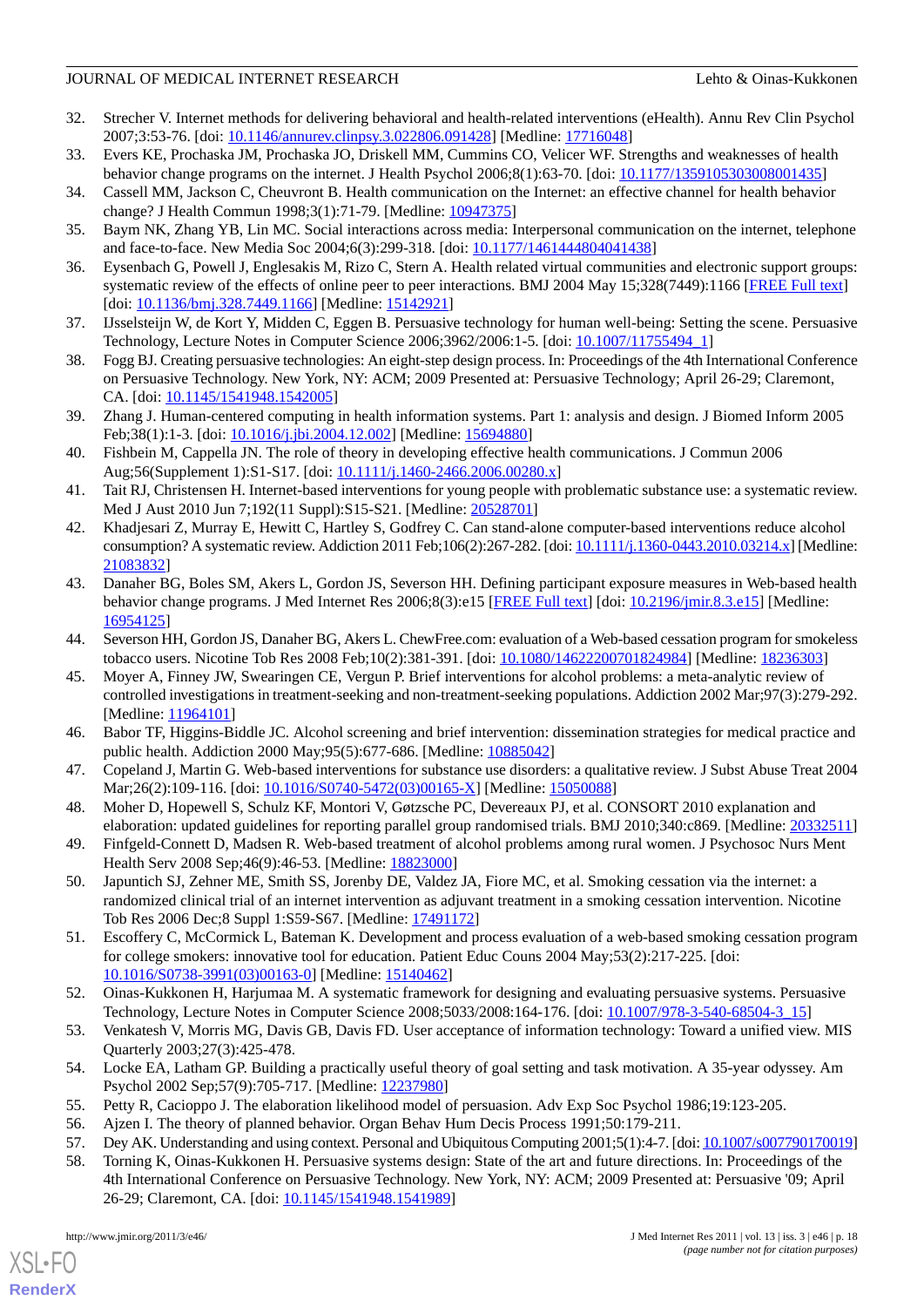32. Strecher V. Internet methods for delivering behavioral and health-related interventions (eHealth). Annu Rev Clin Psychol 2007;3:53-76. [doi: 10.1146/annurev.clinpsy.3.022806.091428] [Medline: 17716048]
33. Evers KE, Prochaska JM, Prochaska JO, Driskell MM, Cummins CO, Velicer WF. Strengths and weaknesses of health behavior change programs on the internet. J Health Psychol 2006;8(1):63-70. [doi: 10.1177/1359105303008001435]
34. Cassell MM, Jackson C, Cheuvront B. Health communication on the Internet: an effective channel for health behavior change? J Health Commun 1998;3(1):71-79. [Medline: 10947375]
35. Baym NK, Zhang YB, Lin MC. Social interactions across media: Interpersonal communication on the internet, telephone and face-to-face. New Media Soc 2004;6(3):299-318. [doi: 10.1177/1461444804041438]
36. Eysenbach G, Powell J, Englesakis M, Rizo C, Stern A. Health related virtual communities and electronic support groups: systematic review of the effects of online peer to peer interactions. BMJ 2004 May 15;328(7449):1166 [FREE Full text] [doi: 10.1136/bmj.328.7449.1166] [Medline: 15142921]
37. IJsselsteijn W, de Kort Y, Midden C, Eggen B. Persuasive technology for human well-being: Setting the scene. Persuasive Technology, Lecture Notes in Computer Science 2006;3962/2006:1-5. [doi: 10.1007/11755494_1]
38. Fogg BJ. Creating persuasive technologies: An eight-step design process. In: Proceedings of the 4th International Conference on Persuasive Technology. New York, NY: ACM; 2009 Presented at: Persuasive Technology; April 26-29; Claremont, CA. [doi: 10.1145/1541948.1542005]
39. Zhang J. Human-centered computing in health information systems. Part 1: analysis and design. J Biomed Inform 2005 Feb;38(1):1-3. [doi: 10.1016/j.jbi.2004.12.002] [Medline: 15694880]
40. Fishbein M, Cappella JN. The role of theory in developing effective health communications. J Commun 2006 Aug;56(Supplement 1):S1-S17. [doi: 10.1111/j.1460-2466.2006.00280.x]
41. Tait RJ, Christensen H. Internet-based interventions for young people with problematic substance use: a systematic review. Med J Aust 2010 Jun 7;192(11 Suppl):S15-S21. [Medline: 20528701]
42. Khadjesari Z, Murray E, Hewitt C, Hartley S, Godfrey C. Can stand-alone computer-based interventions reduce alcohol consumption? A systematic review. Addiction 2011 Feb;106(2):267-282. [doi: 10.1111/j.1360-0443.2010.03214.x] [Medline: 21083832]
43. Danaher BG, Boles SM, Akers L, Gordon JS, Severson HH. Defining participant exposure measures in Web-based health behavior change programs. J Med Internet Res 2006;8(3):e15 [FREE Full text] [doi: 10.2196/jmir.8.3.e15] [Medline: 16954125]
44. Severson HH, Gordon JS, Danaher BG, Akers L. ChewFree.com: evaluation of a Web-based cessation program for smokeless tobacco users. Nicotine Tob Res 2008 Feb;10(2):381-391. [doi: 10.1080/14622200701824984] [Medline: 18236303]
45. Moyer A, Finney JW, Swearingen CE, Vergun P. Brief interventions for alcohol problems: a meta-analytic review of controlled investigations in treatment-seeking and non-treatment-seeking populations. Addiction 2002 Mar;97(3):279-292. [Medline: 11964101]
46. Babor TF, Higgins-Biddle JC. Alcohol screening and brief intervention: dissemination strategies for medical practice and public health. Addiction 2000 May;95(5):677-686. [Medline: 10885042]
47. Copeland J, Martin G. Web-based interventions for substance use disorders: a qualitative review. J Subst Abuse Treat 2004 Mar;26(2):109-116. [doi: 10.1016/S0740-5472(03)00165-X] [Medline: 15050088]
48. Moher D, Hopewell S, Schulz KF, Montori V, Gøtzsche PC, Devereaux PJ, et al. CONSORT 2010 explanation and elaboration: updated guidelines for reporting parallel group randomised trials. BMJ 2010;340:c869. [Medline: 20332511]
49. Finfgeld-Connett D, Madsen R. Web-based treatment of alcohol problems among rural women. J Psychosoc Nurs Ment Health Serv 2008 Sep;46(9):46-53. [Medline: 18823000]
50. Japuntich SJ, Zehner ME, Smith SS, Jorenby DE, Valdez JA, Fiore MC, et al. Smoking cessation via the internet: a randomized clinical trial of an internet intervention as adjuvant treatment in a smoking cessation intervention. Nicotine Tob Res 2006 Dec;8 Suppl 1:S59-S67. [Medline: 17491172]
51. Escoffery C, McCormick L, Bateman K. Development and process evaluation of a web-based smoking cessation program for college smokers: innovative tool for education. Patient Educ Couns 2004 May;53(2):217-225. [doi: 10.1016/S0738-3991(03)00163-0] [Medline: 15140462]
52. Oinas-Kukkonen H, Harjumaa M. A systematic framework for designing and evaluating persuasive systems. Persuasive Technology, Lecture Notes in Computer Science 2008;5033/2008:164-176. [doi: 10.1007/978-3-540-68504-3_15]
53. Venkatesh V, Morris MG, Davis GB, Davis FD. User acceptance of information technology: Toward a unified view. MIS Quarterly 2003;27(3):425-478.
54. Locke EA, Latham GP. Building a practically useful theory of goal setting and task motivation. A 35-year odyssey. Am Psychol 2002 Sep;57(9):705-717. [Medline: 12237980]
55. Petty R, Cacioppo J. The elaboration likelihood model of persuasion. Adv Exp Soc Psychol 1986;19:123-205.
56. Ajzen I. The theory of planned behavior. Organ Behav Hum Decis Process 1991;50:179-211.
57. Dey AK. Understanding and using context. Personal and Ubiquitous Computing 2001;5(1):4-7. [doi: 10.1007/s007790170019]
58. Torning K, Oinas-Kukkonen H. Persuasive systems design: State of the art and future directions. In: Proceedings of the 4th International Conference on Persuasive Technology. New York, NY: ACM; 2009 Presented at: Persuasive '09; April 26-29; Claremont, CA. [doi: 10.1145/1541948.1541989]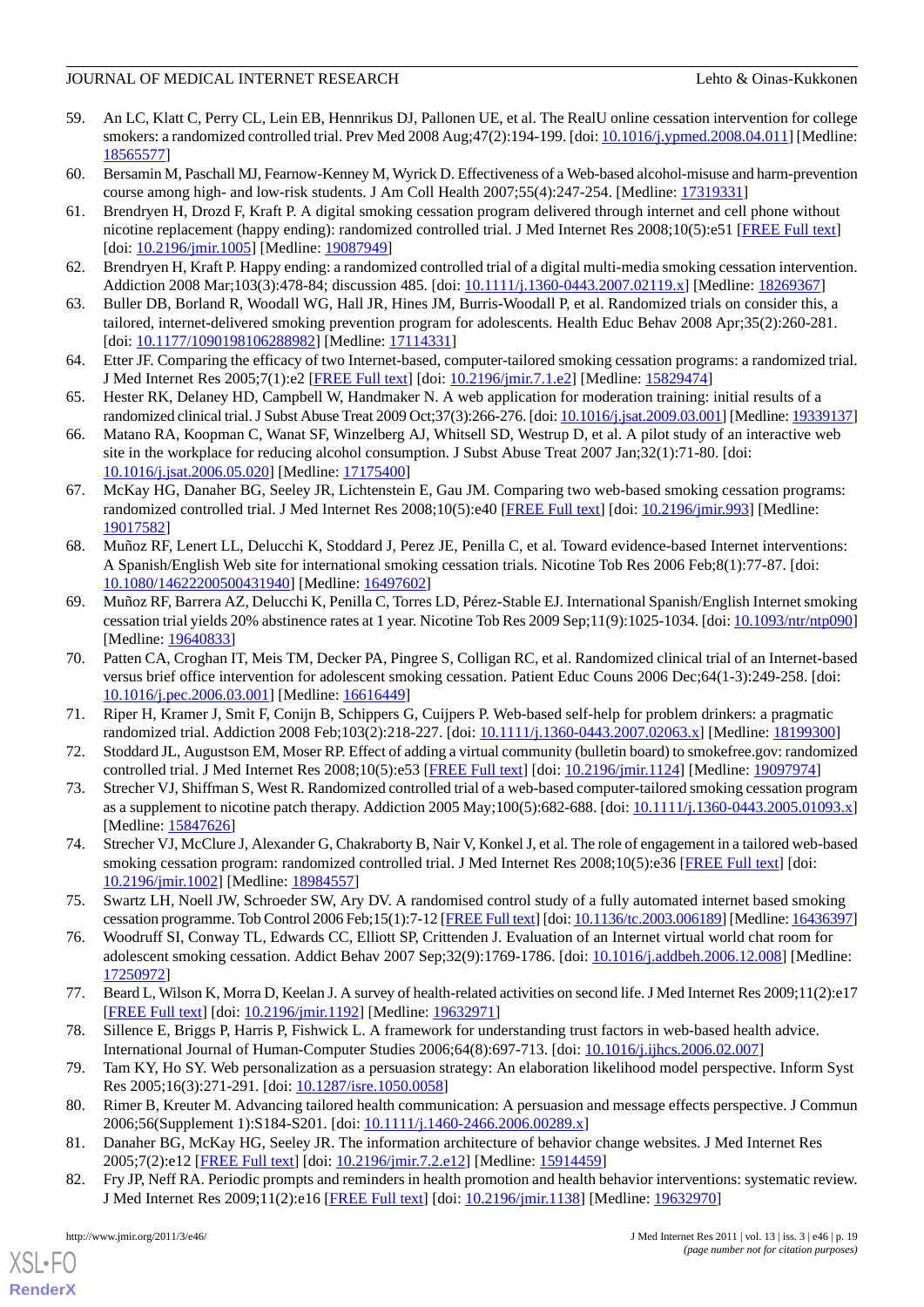59. An LC, Klatt C, Perry CL, Lein EB, Hennrikus DJ, Pallonen UE, et al. The RealU online cessation intervention for college smokers: a randomized controlled trial. Prev Med 2008 Aug;47(2):194-199. [doi: 10.1016/j.ypmed.2008.04.011] [Medline: 18565577]
60. Bersamin M, Paschall MJ, Fearnow-Kenney M, Wyrick D. Effectiveness of a Web-based alcohol-misuse and harm-prevention course among high- and low-risk students. J Am Coll Health 2007;55(4):247-254. [Medline: 17319331]
61. Brendryen H, Drozd F, Kraft P. A digital smoking cessation program delivered through internet and cell phone without nicotine replacement (happy ending): randomized controlled trial. J Med Internet Res 2008;10(5):e51 [FREE Full text] [doi: 10.2196/jmir.1005] [Medline: 19087949]
62. Brendryen H, Kraft P. Happy ending: a randomized controlled trial of a digital multi-media smoking cessation intervention. Addiction 2008 Mar;103(3):478-84; discussion 485. [doi: 10.1111/j.1360-0443.2007.02119.x] [Medline: 18269367]
63. Buller DB, Borland R, Woodall WG, Hall JR, Hines JM, Burris-Woodall P, et al. Randomized trials on consider this, a tailored, internet-delivered smoking prevention program for adolescents. Health Educ Behav 2008 Apr;35(2):260-281. [doi: 10.1177/1090198106288982] [Medline: 17114331]
64. Etter JF. Comparing the efficacy of two Internet-based, computer-tailored smoking cessation programs: a randomized trial. J Med Internet Res 2005;7(1):e2 [FREE Full text] [doi: 10.2196/jmir.7.1.e2] [Medline: 15829474]
65. Hester RK, Delaney HD, Campbell W, Handmaker N. A web application for moderation training: initial results of a randomized clinical trial. J Subst Abuse Treat 2009 Oct;37(3):266-276. [doi: 10.1016/j.jsat.2009.03.001] [Medline: 19339137]
66. Matano RA, Koopman C, Wanat SF, Winzelberg AJ, Whitsell SD, Westrup D, et al. A pilot study of an interactive web site in the workplace for reducing alcohol consumption. J Subst Abuse Treat 2007 Jan;32(1):71-80. [doi: 10.1016/j.jsat.2006.05.020] [Medline: 17175400]
67. McKay HG, Danaher BG, Seeley JR, Lichtenstein E, Gau JM. Comparing two web-based smoking cessation programs: randomized controlled trial. J Med Internet Res 2008;10(5):e40 [FREE Full text] [doi: 10.2196/jmir.993] [Medline: 19017582]
68. Muñoz RF, Lenert LL, Delucchi K, Stoddard J, Perez JE, Penilla C, et al. Toward evidence-based Internet interventions: A Spanish/English Web site for international smoking cessation trials. Nicotine Tob Res 2006 Feb;8(1):77-87. [doi: 10.1080/14622200500431940] [Medline: 16497602]
69. Muñoz RF, Barrera AZ, Delucchi K, Penilla C, Torres LD, Pérez-Stable EJ. International Spanish/English Internet smoking cessation trial yields 20% abstinence rates at 1 year. Nicotine Tob Res 2009 Sep;11(9):1025-1034. [doi: 10.1093/ntr/ntp090] [Medline: 19640833]
70. Patten CA, Croghan IT, Meis TM, Decker PA, Pingree S, Colligan RC, et al. Randomized clinical trial of an Internet-based versus brief office intervention for adolescent smoking cessation. Patient Educ Couns 2006 Dec;64(1-3):249-258. [doi: 10.1016/j.pec.2006.03.001] [Medline: 16616449]
71. Riper H, Kramer J, Smit F, Conijn B, Schippers G, Cuijpers P. Web-based self-help for problem drinkers: a pragmatic randomized trial. Addiction 2008 Feb;103(2):218-227. [doi: 10.1111/j.1360-0443.2007.02063.x] [Medline: 18199300]
72. Stoddard JL, Augustson EM, Moser RP. Effect of adding a virtual community (bulletin board) to smokefree.gov: randomized controlled trial. J Med Internet Res 2008;10(5):e53 [FREE Full text] [doi: 10.2196/jmir.1124] [Medline: 19097974]
73. Strecher VJ, Shiffman S, West R. Randomized controlled trial of a web-based computer-tailored smoking cessation program as a supplement to nicotine patch therapy. Addiction 2005 May;100(5):682-688. [doi: 10.1111/j.1360-0443.2005.01093.x] [Medline: 15847626]
74. Strecher VJ, McClure J, Alexander G, Chakraborty B, Nair V, Konkel J, et al. The role of engagement in a tailored web-based smoking cessation program: randomized controlled trial. J Med Internet Res 2008;10(5):e36 [FREE Full text] [doi: 10.2196/jmir.1002] [Medline: 18984557]
75. Swartz LH, Noell JW, Schroeder SW, Ary DV. A randomised control study of a fully automated internet based smoking cessation programme. Tob Control 2006 Feb;15(1):7-12 [FREE Full text] [doi: 10.1136/tc.2003.006189] [Medline: 16436397]
76. Woodruff SI, Conway TL, Edwards CC, Elliott SP, Crittenden J. Evaluation of an Internet virtual world chat room for adolescent smoking cessation. Addict Behav 2007 Sep;32(9):1769-1786. [doi: 10.1016/j.addbeh.2006.12.008] [Medline: 17250972]
77. Beard L, Wilson K, Morra D, Keelan J. A survey of health-related activities on second life. J Med Internet Res 2009;11(2):e17 [FREE Full text] [doi: 10.2196/jmir.1192] [Medline: 19632971]
78. Sillence E, Briggs P, Harris P, Fishwick L. A framework for understanding trust factors in web-based health advice. International Journal of Human-Computer Studies 2006;64(8):697-713. [doi: 10.1016/j.ijhcs.2006.02.007]
79. Tam KY, Ho SY. Web personalization as a persuasion strategy: An elaboration likelihood model perspective. Inform Syst Res 2005;16(3):271-291. [doi: 10.1287/isre.1050.0058]
80. Rimer B, Kreuter M. Advancing tailored health communication: A persuasion and message effects perspective. J Commun 2006;56(Supplement 1):S184-S201. [doi: 10.1111/j.1460-2466.2006.00289.x]
81. Danaher BG, McKay HG, Seeley JR. The information architecture of behavior change websites. J Med Internet Res 2005;7(2):e12 [FREE Full text] [doi: 10.2196/jmir.7.2.e12] [Medline: 15914459]
82. Fry JP, Neff RA. Periodic prompts and reminders in health promotion and health behavior interventions: systematic review. J Med Internet Res 2009;11(2):e16 [FREE Full text] [doi: 10.2196/jmir.1138] [Medline: 19632970]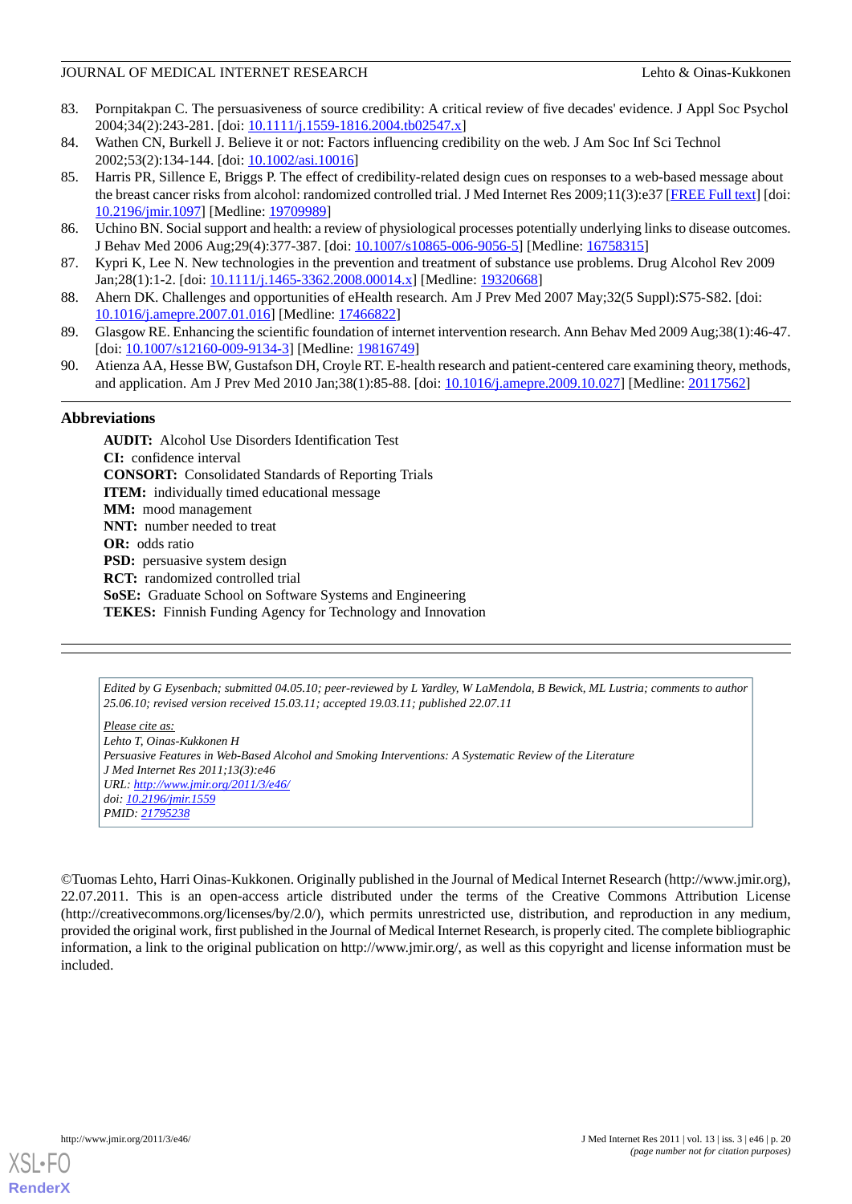83. Pornpitakpan C. The persuasiveness of source credibility: A critical review of five decades' evidence. J Appl Soc Psychol 2004;34(2):243-281. [doi: 10.1111/j.1559-1816.2004.tb02547.x]
84. Wathen CN, Burkell J. Believe it or not: Factors influencing credibility on the web. J Am Soc Inf Sci Technol 2002;53(2):134-144. [doi: 10.1002/asi.10016]
85. Harris PR, Sillence E, Briggs P. The effect of credibility-related design cues on responses to a web-based message about the breast cancer risks from alcohol: randomized controlled trial. J Med Internet Res 2009;11(3):e37 [FREE Full text] [doi: 10.2196/jmir.1097] [Medline: 19709989]
86. Uchino BN. Social support and health: a review of physiological processes potentially underlying links to disease outcomes. J Behav Med 2006 Aug;29(4):377-387. [doi: 10.1007/s10865-006-9056-5] [Medline: 16758315]
87. Kypri K, Lee N. New technologies in the prevention and treatment of substance use problems. Drug Alcohol Rev 2009 Jan;28(1):1-2. [doi: 10.1111/j.1465-3362.2008.00014.x] [Medline: 19320668]
88. Ahern DK. Challenges and opportunities of eHealth research. Am J Prev Med 2007 May;32(5 Suppl):S75-S82. [doi: 10.1016/j.amepre.2007.01.016] [Medline: 17466822]
89. Glasgow RE. Enhancing the scientific foundation of internet intervention research. Ann Behav Med 2009 Aug;38(1):46-47. [doi: 10.1007/s12160-009-9134-3] [Medline: 19816749]
90. Atienza AA, Hesse BW, Gustafson DH, Croyle RT. E-health research and patient-centered care examining theory, methods, and application. Am J Prev Med 2010 Jan;38(1):85-88. [doi: 10.1016/j.amepre.2009.10.027] [Medline: 20117562]

## Abbreviations

**AUDIT:** Alcohol Use Disorders Identification Test
**CI:** confidence interval
**CONSORT:** Consolidated Standards of Reporting Trials
**ITEM:** individually timed educational message
**MM:** mood management
**NNT:** number needed to treat
**OR:** odds ratio
**PSD:** persuasive system design
**RCT:** randomized controlled trial
**SoSE:** Graduate School on Software Systems and Engineering
**TEKES:** Finnish Funding Agency for Technology and Innovation

*Edited by G Eysenbach; submitted 04.05.10; peer-reviewed by L Yardley, W LaMendola, B Bewick, ML Lustria; comments to author 25.06.10; revised version received 15.03.11; accepted 19.03.11; published 22.07.11*

*Please cite as:*
*Lehto T, Oinas-Kukkonen H*
*Persuasive Features in Web-Based Alcohol and Smoking Interventions: A Systematic Review of the Literature*
*J Med Internet Res 2011;13(3):e46*
*URL: http://www.jmir.org/2011/3/e46/*
*doi: 10.2196/jmir.1559*
*PMID: 21795238*

©Tuomas Lehto, Harri Oinas-Kukkonen. Originally published in the Journal of Medical Internet Research (http://www.jmir.org), 22.07.2011. This is an open-access article distributed under the terms of the Creative Commons Attribution License (http://creativecommons.org/licenses/by/2.0/), which permits unrestricted use, distribution, and reproduction in any medium, provided the original work, first published in the Journal of Medical Internet Research, is properly cited. The complete bibliographic information, a link to the original publication on http://www.jmir.org/, as well as this copyright and license information must be included.